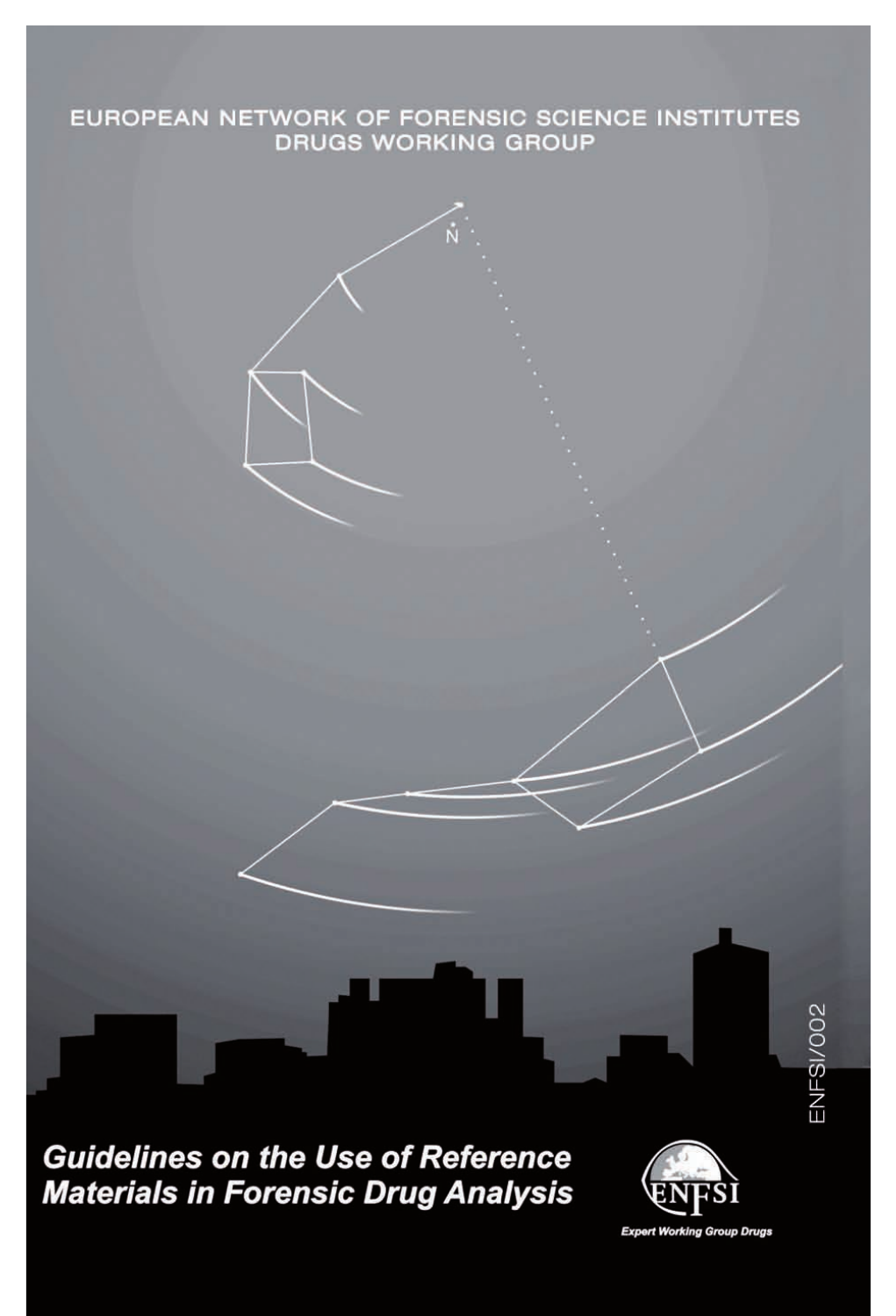EUROPEAN NETWORK OF FORENSIC SCIENCE INSTITUTES
DRUGS WORKING GROUP

ENFSI/002

# Guidelines on the Use of Reference Materials in Forensic Drug Analysis

ENFSI

Expert Working Group Drugs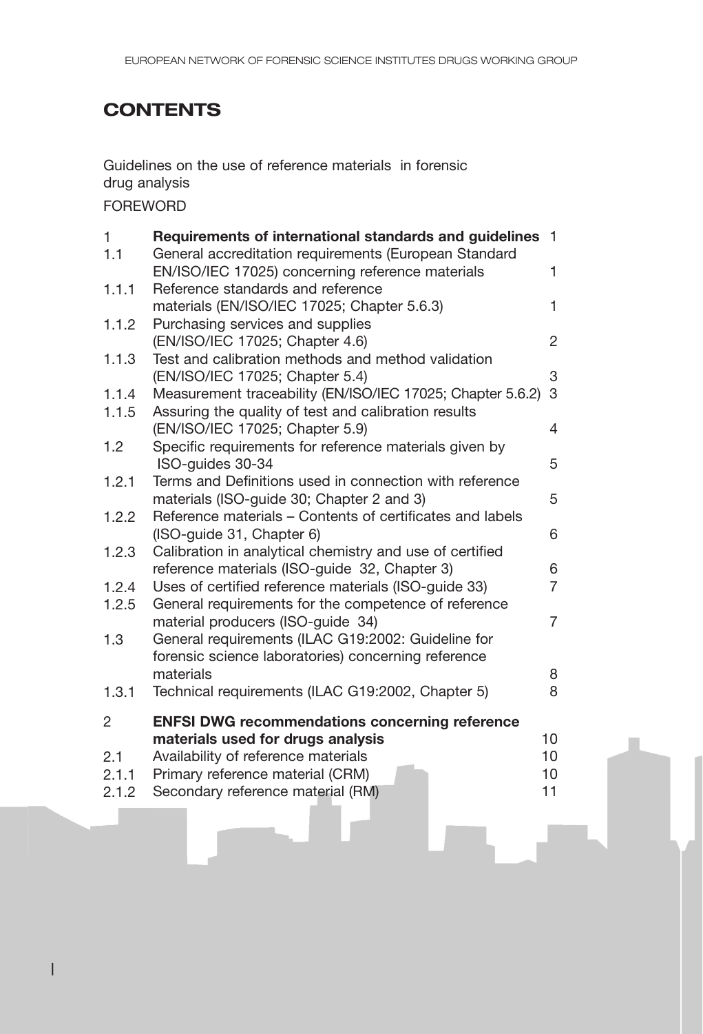# CONTENTS

Guidelines on the use of reference materials in forensic drug analysis

FOREWORD

| | | |
|---|---|---|
| 1 | **Requirements of international standards and guidelines** | 1 |
| 1.1 | General accreditation requirements (European Standard EN/ISO/IEC 17025) concerning reference materials | 1 |
| 1.1.1 | Reference standards and reference materials (EN/ISO/IEC 17025; Chapter 5.6.3) | 1 |
| 1.1.2 | Purchasing services and supplies (EN/ISO/IEC 17025; Chapter 4.6) | 2 |
| 1.1.3 | Test and calibration methods and method validation (EN/ISO/IEC 17025; Chapter 5.4) | 3 |
| 1.1.4 | Measurement traceability (EN/ISO/IEC 17025; Chapter 5.6.2) | 3 |
| 1.1.5 | Assuring the quality of test and calibration results (EN/ISO/IEC 17025; Chapter 5.9) | 4 |
| 1.2 | Specific requirements for reference materials given by ISO-guides 30-34 | 5 |
| 1.2.1 | Terms and Definitions used in connection with reference materials (ISO-guide 30; Chapter 2 and 3) | 5 |
| 1.2.2 | Reference materials – Contents of certificates and labels (ISO-guide 31, Chapter 6) | 6 |
| 1.2.3 | Calibration in analytical chemistry and use of certified reference materials (ISO-guide 32, Chapter 3) | 6 |
| 1.2.4 | Uses of certified reference materials (ISO-guide 33) | 7 |
| 1.2.5 | General requirements for the competence of reference material producers (ISO-guide 34) | 7 |
| 1.3 | General requirements (ILAC G19:2002: Guideline for forensic science laboratories) concerning reference materials | 8 |
| 1.3.1 | Technical requirements (ILAC G19:2002, Chapter 5) | 8 |
| 2 | **ENFSI DWG recommendations concerning reference materials used for drugs analysis** | 10 |
| 2.1 | Availability of reference materials | 10 |
| 2.1.1 | Primary reference material (CRM) | 10 |
| 2.1.2 | Secondary reference material (RM) | 11 |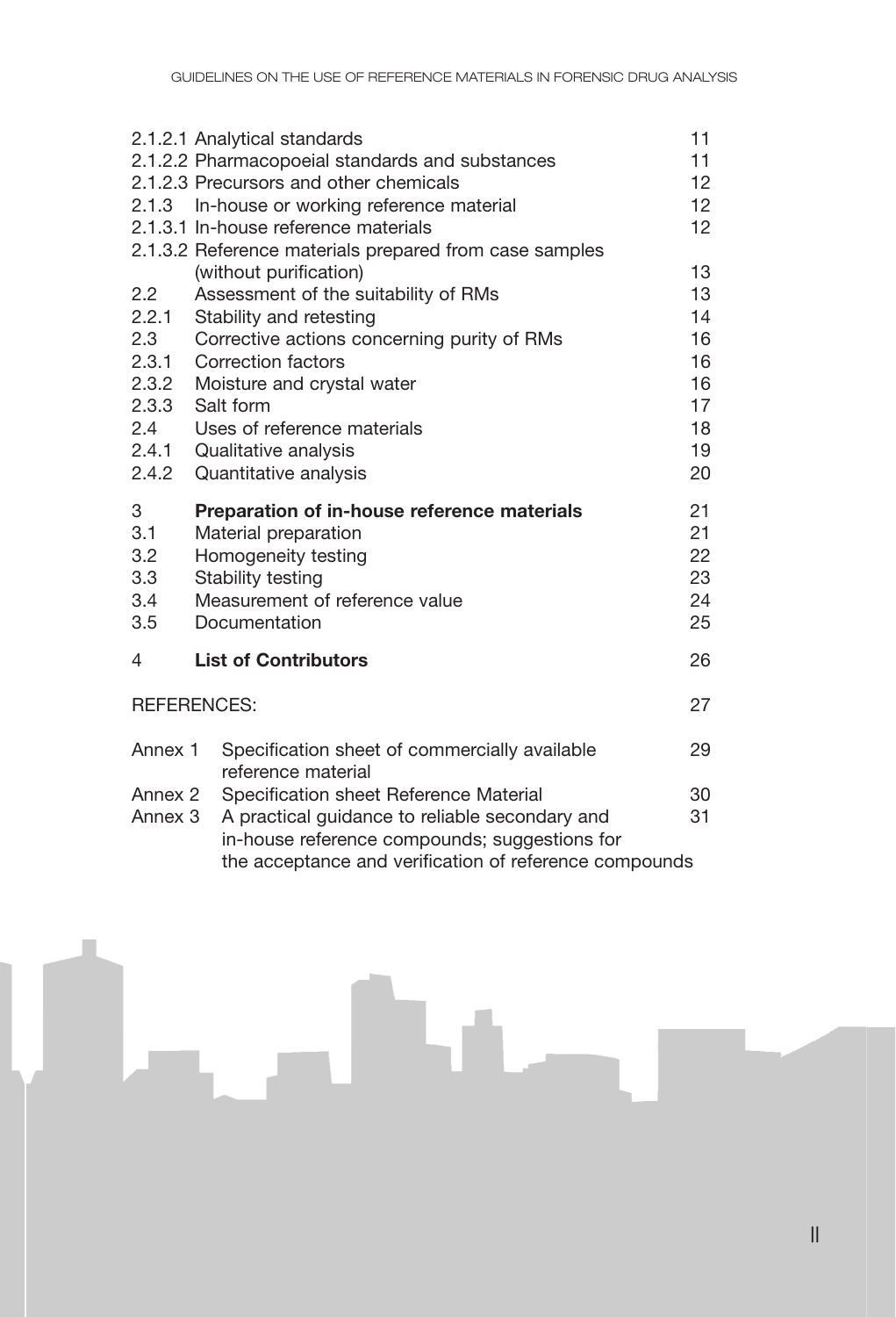| | | |
|---|---|---|
| 2.1.2.1 | Analytical standards | 11 |
| 2.1.2.2 | Pharmacopoeial standards and substances | 11 |
| 2.1.2.3 | Precursors and other chemicals | 12 |
| 2.1.3 | In-house or working reference material | 12 |
| 2.1.3.1 | In-house reference materials | 12 |
| 2.1.3.2 | Reference materials prepared from case samples (without purification) | 13 |
| 2.2 | Assessment of the suitability of RMs | 13 |
| 2.2.1 | Stability and retesting | 14 |
| 2.3 | Corrective actions concerning purity of RMs | 16 |
| 2.3.1 | Correction factors | 16 |
| 2.3.2 | Moisture and crystal water | 16 |
| 2.3.3 | Salt form | 17 |
| 2.4 | Uses of reference materials | 18 |
| 2.4.1 | Qualitative analysis | 19 |
| 2.4.2 | Quantitative analysis | 20 |
| **3** | **Preparation of in-house reference materials** | **21** |
| 3.1 | Material preparation | 21 |
| 3.2 | Homogeneity testing | 22 |
| 3.3 | Stability testing | 23 |
| 3.4 | Measurement of reference value | 24 |
| 3.5 | Documentation | 25 |
| **4** | **List of Contributors** | **26** |
| REFERENCES: | | 27 |
| Annex 1 | Specification sheet of commercially available reference material | 29 |
| Annex 2 | Specification sheet Reference Material | 30 |
| Annex 3 | A practical guidance to reliable secondary and in-house reference compounds; suggestions for the acceptance and verification of reference compounds | 31 |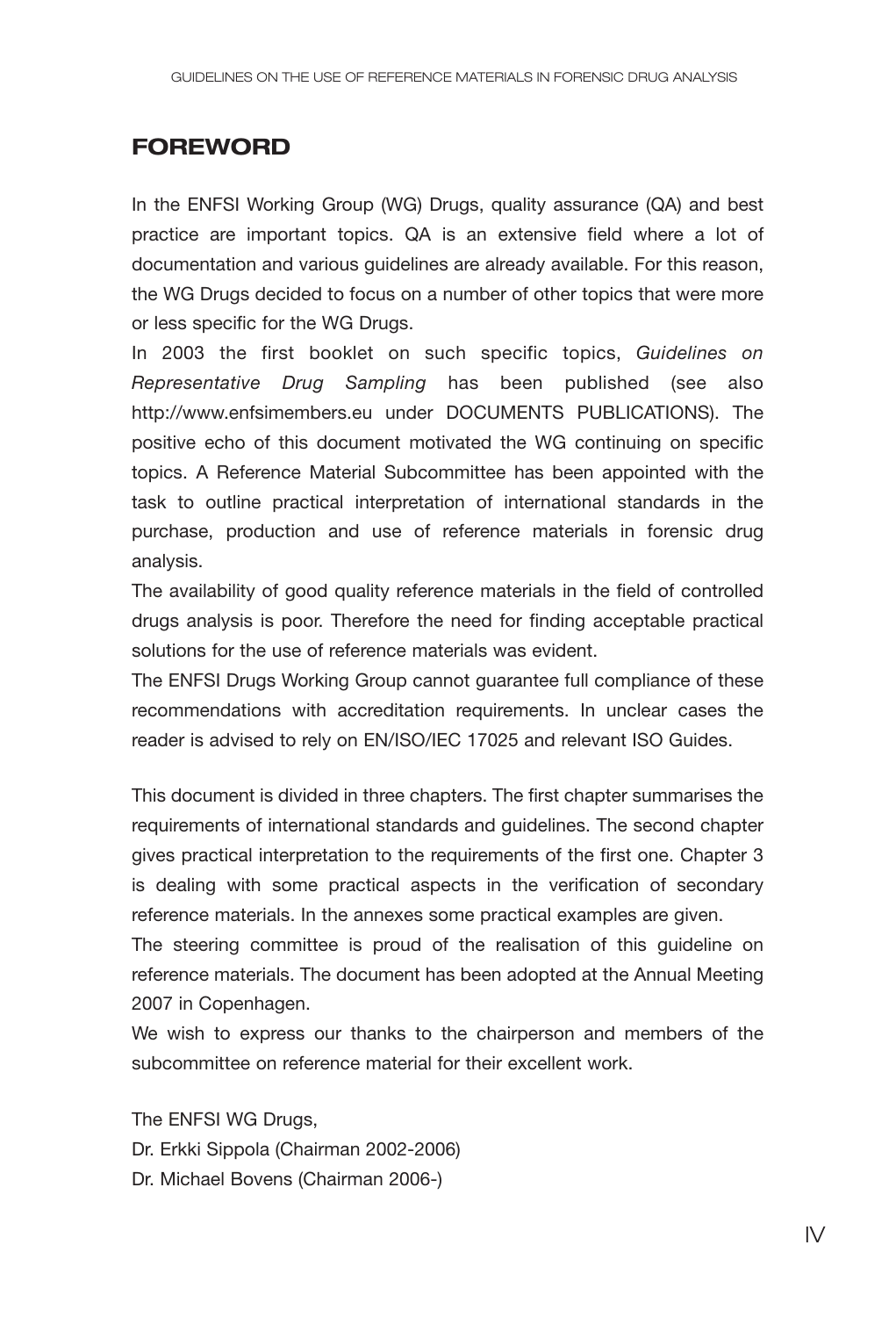## FOREWORD

In the ENFSI Working Group (WG) Drugs, quality assurance (QA) and best practice are important topics. QA is an extensive field where a lot of documentation and various guidelines are already available. For this reason, the WG Drugs decided to focus on a number of other topics that were more or less specific for the WG Drugs.

In 2003 the first booklet on such specific topics, *Guidelines on Representative Drug Sampling* has been published (see also http://www.enfsimembers.eu under DOCUMENTS PUBLICATIONS). The positive echo of this document motivated the WG continuing on specific topics. A Reference Material Subcommittee has been appointed with the task to outline practical interpretation of international standards in the purchase, production and use of reference materials in forensic drug analysis.

The availability of good quality reference materials in the field of controlled drugs analysis is poor. Therefore the need for finding acceptable practical solutions for the use of reference materials was evident.

The ENFSI Drugs Working Group cannot guarantee full compliance of these recommendations with accreditation requirements. In unclear cases the reader is advised to rely on EN/ISO/IEC 17025 and relevant ISO Guides.

This document is divided in three chapters. The first chapter summarises the requirements of international standards and guidelines. The second chapter gives practical interpretation to the requirements of the first one. Chapter 3 is dealing with some practical aspects in the verification of secondary reference materials. In the annexes some practical examples are given.

The steering committee is proud of the realisation of this guideline on reference materials. The document has been adopted at the Annual Meeting 2007 in Copenhagen.

We wish to express our thanks to the chairperson and members of the subcommittee on reference material for their excellent work.

The ENFSI WG Drugs,
Dr. Erkki Sippola (Chairman 2002-2006)
Dr. Michael Bovens (Chairman 2006-)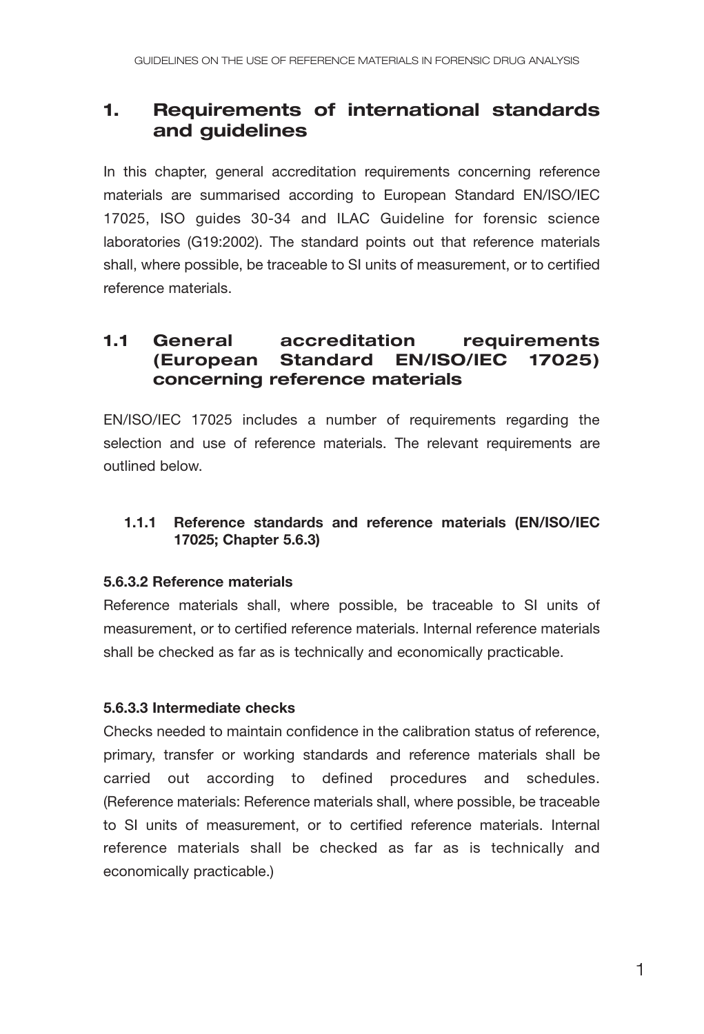# 1. Requirements of international standards and guidelines

In this chapter, general accreditation requirements concerning reference materials are summarised according to European Standard EN/ISO/IEC 17025, ISO guides 30-34 and ILAC Guideline for forensic science laboratories (G19:2002). The standard points out that reference materials shall, where possible, be traceable to SI units of measurement, or to certified reference materials.

## 1.1 General accreditation requirements (European Standard EN/ISO/IEC 17025) concerning reference materials

EN/ISO/IEC 17025 includes a number of requirements regarding the selection and use of reference materials. The relevant requirements are outlined below.

### 1.1.1 Reference standards and reference materials (EN/ISO/IEC 17025; Chapter 5.6.3)

**5.6.3.2 Reference materials**

Reference materials shall, where possible, be traceable to SI units of measurement, or to certified reference materials. Internal reference materials shall be checked as far as is technically and economically practicable.

**5.6.3.3 Intermediate checks**

Checks needed to maintain confidence in the calibration status of reference, primary, transfer or working standards and reference materials shall be carried out according to defined procedures and schedules. (Reference materials: Reference materials shall, where possible, be traceable to SI units of measurement, or to certified reference materials. Internal reference materials shall be checked as far as is technically and economically practicable.)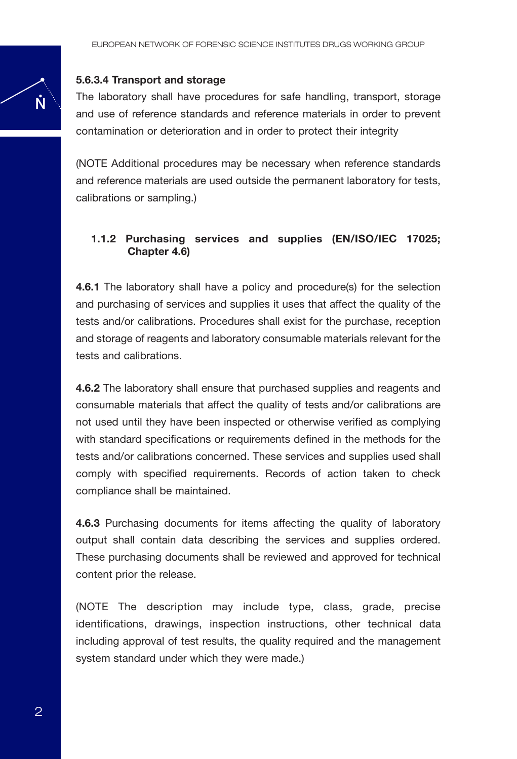#### 5.6.3.4 Transport and storage

The laboratory shall have procedures for safe handling, transport, storage and use of reference standards and reference materials in order to prevent contamination or deterioration and in order to protect their integrity

(NOTE Additional procedures may be necessary when reference standards and reference materials are used outside the permanent laboratory for tests, calibrations or sampling.)

### 1.1.2 Purchasing services and supplies (EN/ISO/IEC 17025; Chapter 4.6)

**4.6.1** The laboratory shall have a policy and procedure(s) for the selection and purchasing of services and supplies it uses that affect the quality of the tests and/or calibrations. Procedures shall exist for the purchase, reception and storage of reagents and laboratory consumable materials relevant for the tests and calibrations.

**4.6.2** The laboratory shall ensure that purchased supplies and reagents and consumable materials that affect the quality of tests and/or calibrations are not used until they have been inspected or otherwise verified as complying with standard specifications or requirements defined in the methods for the tests and/or calibrations concerned. These services and supplies used shall comply with specified requirements. Records of action taken to check compliance shall be maintained.

**4.6.3** Purchasing documents for items affecting the quality of laboratory output shall contain data describing the services and supplies ordered. These purchasing documents shall be reviewed and approved for technical content prior the release.

(NOTE The description may include type, class, grade, precise identifications, drawings, inspection instructions, other technical data including approval of test results, the quality required and the management system standard under which they were made.)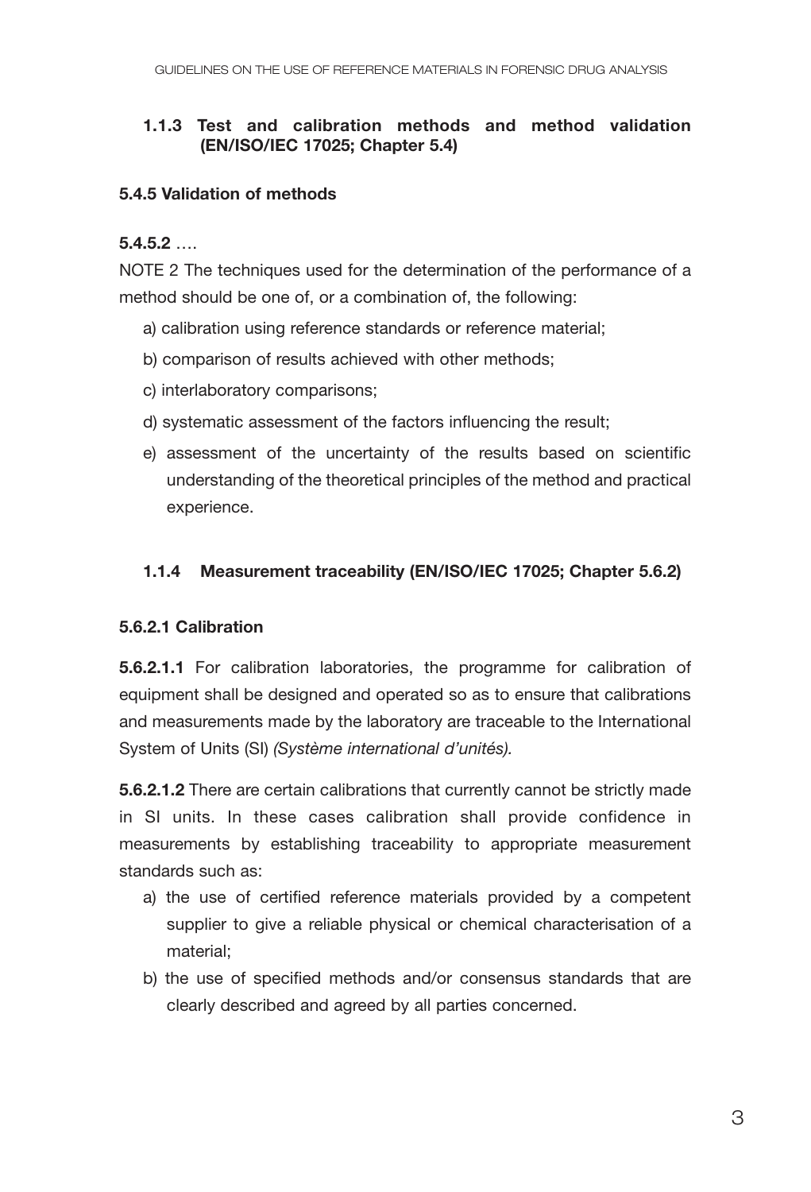### 1.1.3 Test and calibration methods and method validation (EN/ISO/IEC 17025; Chapter 5.4)

#### 5.4.5 Validation of methods

**5.4.5.2** ….

NOTE 2 The techniques used for the determination of the performance of a method should be one of, or a combination of, the following:

a) calibration using reference standards or reference material;

b) comparison of results achieved with other methods;

c) interlaboratory comparisons;

d) systematic assessment of the factors influencing the result;

e) assessment of the uncertainty of the results based on scientific understanding of the theoretical principles of the method and practical experience.

### 1.1.4 Measurement traceability (EN/ISO/IEC 17025; Chapter 5.6.2)

#### 5.6.2.1 Calibration

**5.6.2.1.1** For calibration laboratories, the programme for calibration of equipment shall be designed and operated so as to ensure that calibrations and measurements made by the laboratory are traceable to the International System of Units (SI) *(Système international d'unités).*

**5.6.2.1.2** There are certain calibrations that currently cannot be strictly made in SI units. In these cases calibration shall provide confidence in measurements by establishing traceability to appropriate measurement standards such as:

a) the use of certified reference materials provided by a competent supplier to give a reliable physical or chemical characterisation of a material;

b) the use of specified methods and/or consensus standards that are clearly described and agreed by all parties concerned.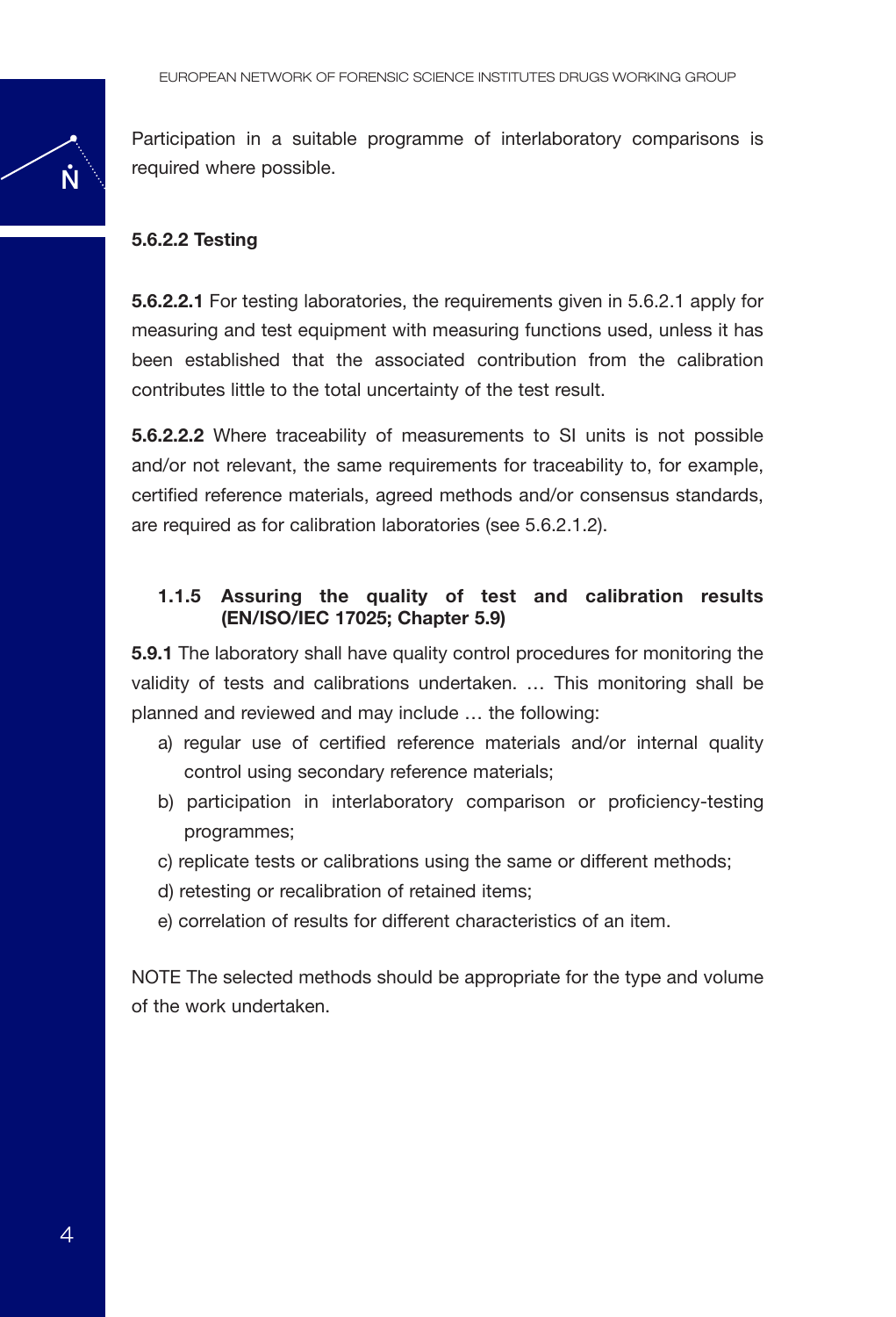Participation in a suitable programme of interlaboratory comparisons is required where possible.

#### 5.6.2.2 Testing

**5.6.2.2.1** For testing laboratories, the requirements given in 5.6.2.1 apply for measuring and test equipment with measuring functions used, unless it has been established that the associated contribution from the calibration contributes little to the total uncertainty of the test result.

**5.6.2.2.2** Where traceability of measurements to SI units is not possible and/or not relevant, the same requirements for traceability to, for example, certified reference materials, agreed methods and/or consensus standards, are required as for calibration laboratories (see 5.6.2.1.2).

### 1.1.5 Assuring the quality of test and calibration results (EN/ISO/IEC 17025; Chapter 5.9)

**5.9.1** The laboratory shall have quality control procedures for monitoring the validity of tests and calibrations undertaken. … This monitoring shall be planned and reviewed and may include … the following:

a) regular use of certified reference materials and/or internal quality control using secondary reference materials;
b) participation in interlaboratory comparison or proficiency-testing programmes;
c) replicate tests or calibrations using the same or different methods;
d) retesting or recalibration of retained items;
e) correlation of results for different characteristics of an item.

NOTE The selected methods should be appropriate for the type and volume of the work undertaken.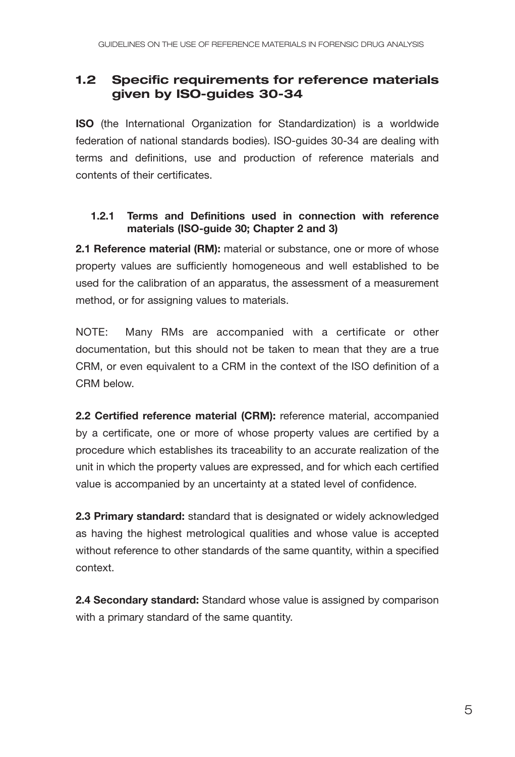## 1.2 Specific requirements for reference materials given by ISO-guides 30-34

**ISO** (the International Organization for Standardization) is a worldwide federation of national standards bodies). ISO-guides 30-34 are dealing with terms and definitions, use and production of reference materials and contents of their certificates.

### 1.2.1 Terms and Definitions used in connection with reference materials (ISO-guide 30; Chapter 2 and 3)

**2.1 Reference material (RM):** material or substance, one or more of whose property values are sufficiently homogeneous and well established to be used for the calibration of an apparatus, the assessment of a measurement method, or for assigning values to materials.

NOTE: Many RMs are accompanied with a certificate or other documentation, but this should not be taken to mean that they are a true CRM, or even equivalent to a CRM in the context of the ISO definition of a CRM below.

**2.2 Certified reference material (CRM):** reference material, accompanied by a certificate, one or more of whose property values are certified by a procedure which establishes its traceability to an accurate realization of the unit in which the property values are expressed, and for which each certified value is accompanied by an uncertainty at a stated level of confidence.

**2.3 Primary standard:** standard that is designated or widely acknowledged as having the highest metrological qualities and whose value is accepted without reference to other standards of the same quantity, within a specified context.

**2.4 Secondary standard:** Standard whose value is assigned by comparison with a primary standard of the same quantity.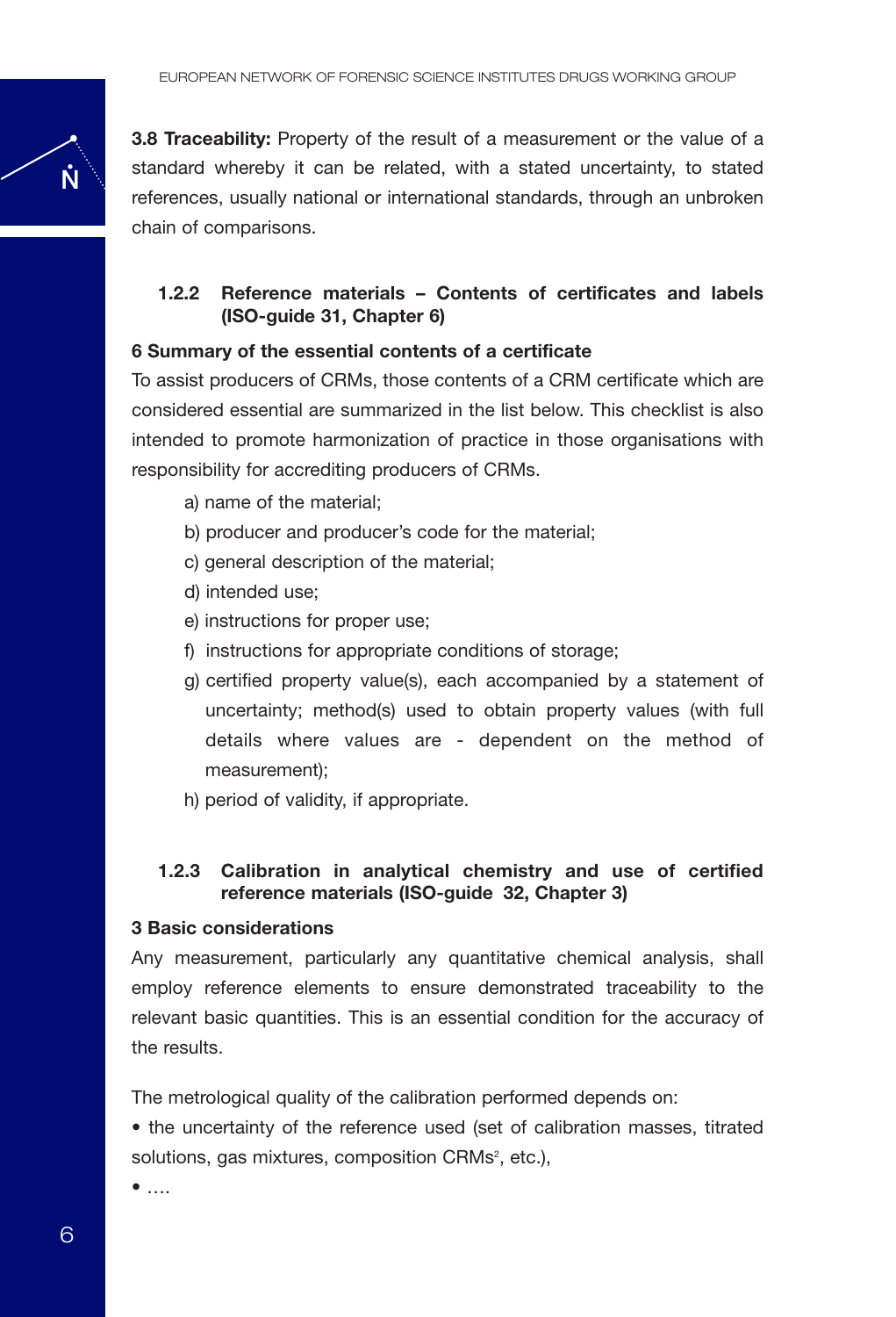**3.8 Traceability:** Property of the result of a measurement or the value of a standard whereby it can be related, with a stated uncertainty, to stated references, usually national or international standards, through an unbroken chain of comparisons.

### 1.2.2 Reference materials – Contents of certificates and labels (ISO-guide 31, Chapter 6)

**6 Summary of the essential contents of a certificate**

To assist producers of CRMs, those contents of a CRM certificate which are considered essential are summarized in the list below. This checklist is also intended to promote harmonization of practice in those organisations with responsibility for accrediting producers of CRMs.

a) name of the material;

b) producer and producer's code for the material;

c) general description of the material;

d) intended use;

e) instructions for proper use;

f) instructions for appropriate conditions of storage;

g) certified property value(s), each accompanied by a statement of uncertainty; method(s) used to obtain property values (with full details where values are - dependent on the method of measurement);

h) period of validity, if appropriate.

### 1.2.3 Calibration in analytical chemistry and use of certified reference materials (ISO-guide 32, Chapter 3)

**3 Basic considerations**

Any measurement, particularly any quantitative chemical analysis, shall employ reference elements to ensure demonstrated traceability to the relevant basic quantities. This is an essential condition for the accuracy of the results.

The metrological quality of the calibration performed depends on:

- the uncertainty of the reference used (set of calibration masses, titrated solutions, gas mixtures, composition CRMs[2], etc.),
- ....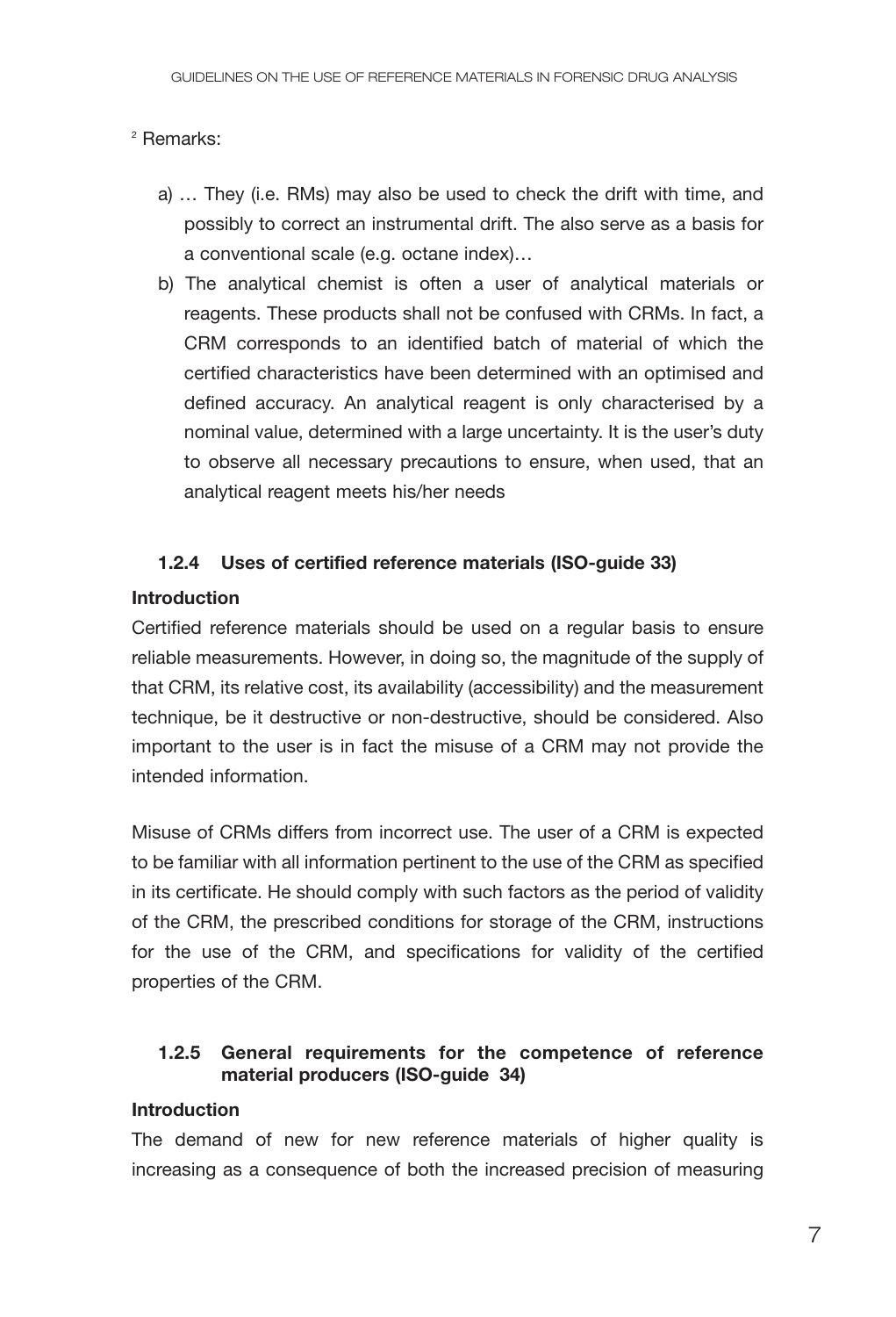[2] Remarks:

a) … They (i.e. RMs) may also be used to check the drift with time, and possibly to correct an instrumental drift. The also serve as a basis for a conventional scale (e.g. octane index)…
b) The analytical chemist is often a user of analytical materials or reagents. These products shall not be confused with CRMs. In fact, a CRM corresponds to an identified batch of material of which the certified characteristics have been determined with an optimised and defined accuracy. An analytical reagent is only characterised by a nominal value, determined with a large uncertainty. It is the user's duty to observe all necessary precautions to ensure, when used, that an analytical reagent meets his/her needs

### 1.2.4 Uses of certified reference materials (ISO-guide 33)

**Introduction**

Certified reference materials should be used on a regular basis to ensure reliable measurements. However, in doing so, the magnitude of the supply of that CRM, its relative cost, its availability (accessibility) and the measurement technique, be it destructive or non-destructive, should be considered. Also important to the user is in fact the misuse of a CRM may not provide the intended information.

Misuse of CRMs differs from incorrect use. The user of a CRM is expected to be familiar with all information pertinent to the use of the CRM as specified in its certificate. He should comply with such factors as the period of validity of the CRM, the prescribed conditions for storage of the CRM, instructions for the use of the CRM, and specifications for validity of the certified properties of the CRM.

### 1.2.5 General requirements for the competence of reference material producers (ISO-guide 34)

**Introduction**

The demand of new for new reference materials of higher quality is increasing as a consequence of both the increased precision of measuring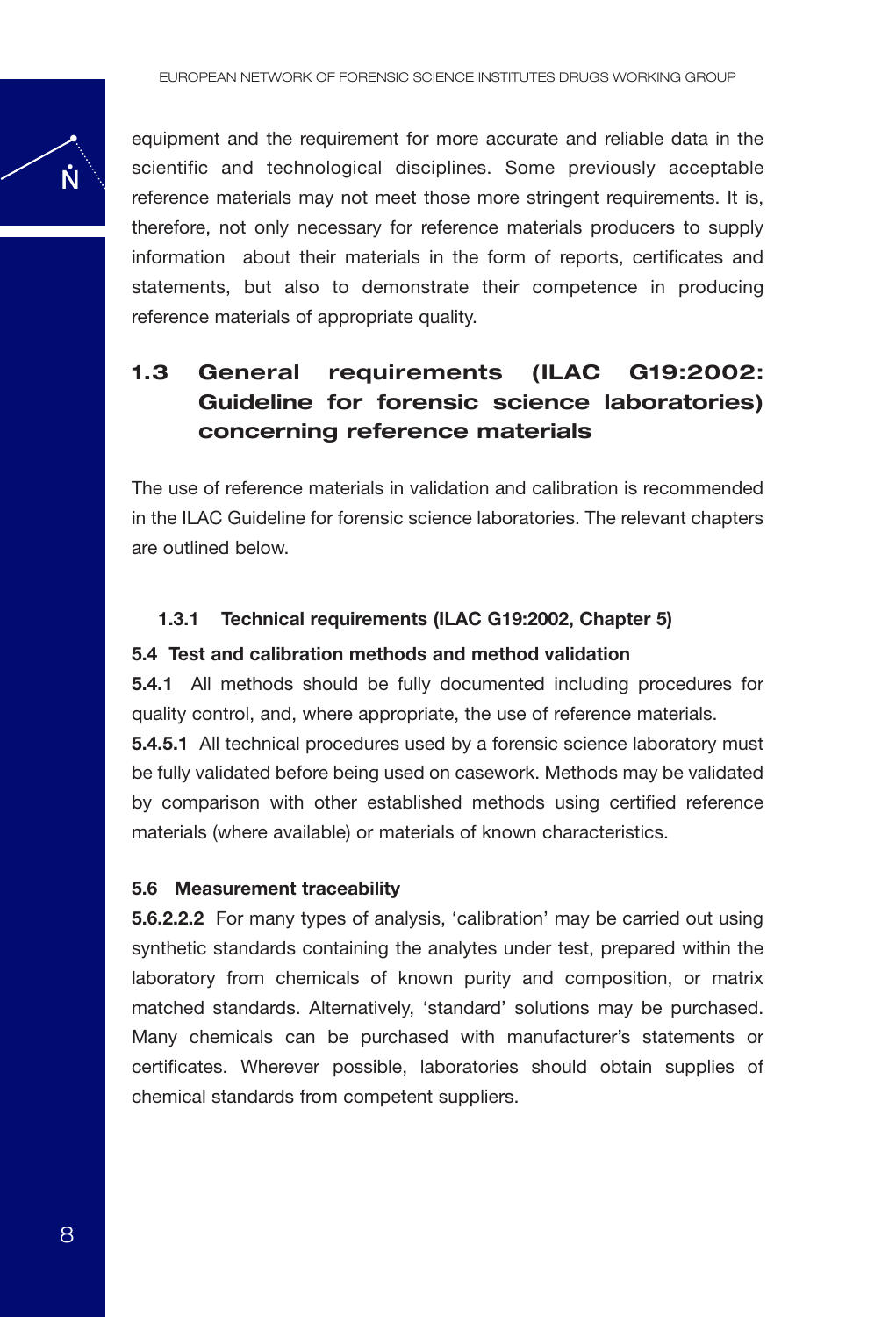equipment and the requirement for more accurate and reliable data in the scientific and technological disciplines. Some previously acceptable reference materials may not meet those more stringent requirements. It is, therefore, not only necessary for reference materials producers to supply information about their materials in the form of reports, certificates and statements, but also to demonstrate their competence in producing reference materials of appropriate quality.

## 1.3 General requirements (ILAC G19:2002: Guideline for forensic science laboratories) concerning reference materials

The use of reference materials in validation and calibration is recommended in the ILAC Guideline for forensic science laboratories. The relevant chapters are outlined below.

### 1.3.1 Technical requirements (ILAC G19:2002, Chapter 5)

**5.4 Test and calibration methods and method validation**

**5.4.1** All methods should be fully documented including procedures for quality control, and, where appropriate, the use of reference materials.

**5.4.5.1** All technical procedures used by a forensic science laboratory must be fully validated before being used on casework. Methods may be validated by comparison with other established methods using certified reference materials (where available) or materials of known characteristics.

**5.6 Measurement traceability**

**5.6.2.2.2** For many types of analysis, 'calibration' may be carried out using synthetic standards containing the analytes under test, prepared within the laboratory from chemicals of known purity and composition, or matrix matched standards. Alternatively, 'standard' solutions may be purchased. Many chemicals can be purchased with manufacturer's statements or certificates. Wherever possible, laboratories should obtain supplies of chemical standards from competent suppliers.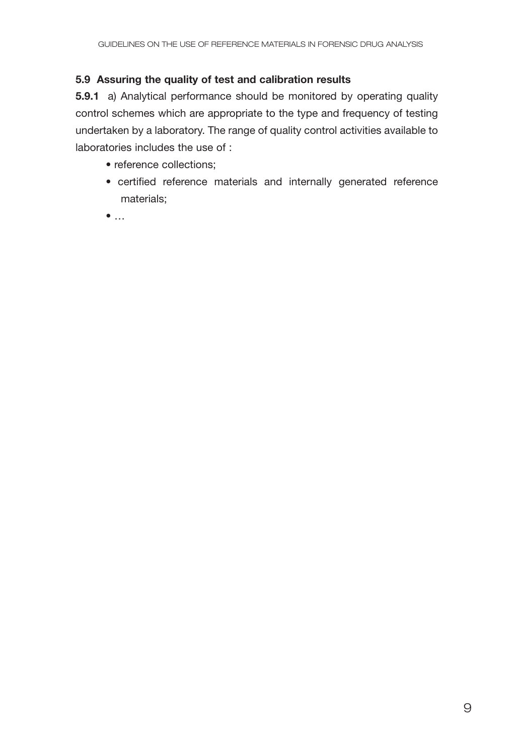### 5.9 Assuring the quality of test and calibration results

**5.9.1** a) Analytical performance should be monitored by operating quality control schemes which are appropriate to the type and frequency of testing undertaken by a laboratory. The range of quality control activities available to laboratories includes the use of :

- reference collections;
- certified reference materials and internally generated reference materials;
- …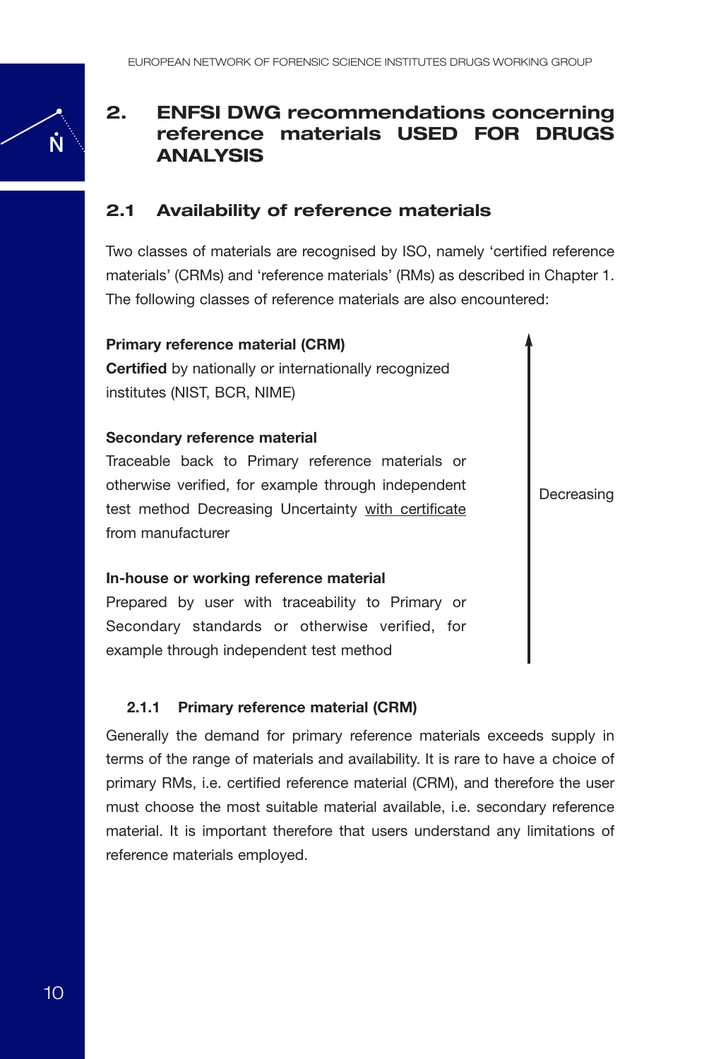## 2. ENFSI DWG recommendations concerning reference materials USED FOR DRUGS ANALYSIS

### 2.1 Availability of reference materials

Two classes of materials are recognised by ISO, namely 'certified reference materials' (CRMs) and 'reference materials' (RMs) as described in Chapter 1. The following classes of reference materials are also encountered:

**Primary reference material (CRM)**
**Certified** by nationally or internationally recognized institutes (NIST, BCR, NIME)

**Secondary reference material**
Traceable back to Primary reference materials or otherwise verified, for example through independent test method Decreasing Uncertainty with certificate from manufacturer

**In-house or working reference material**
Prepared by user with traceability to Primary or Secondary standards or otherwise verified, for example through independent test method

Decreasing

#### 2.1.1 Primary reference material (CRM)

Generally the demand for primary reference materials exceeds supply in terms of the range of materials and availability. It is rare to have a choice of primary RMs, i.e. certified reference material (CRM), and therefore the user must choose the most suitable material available, i.e. secondary reference material. It is important therefore that users understand any limitations of reference materials employed.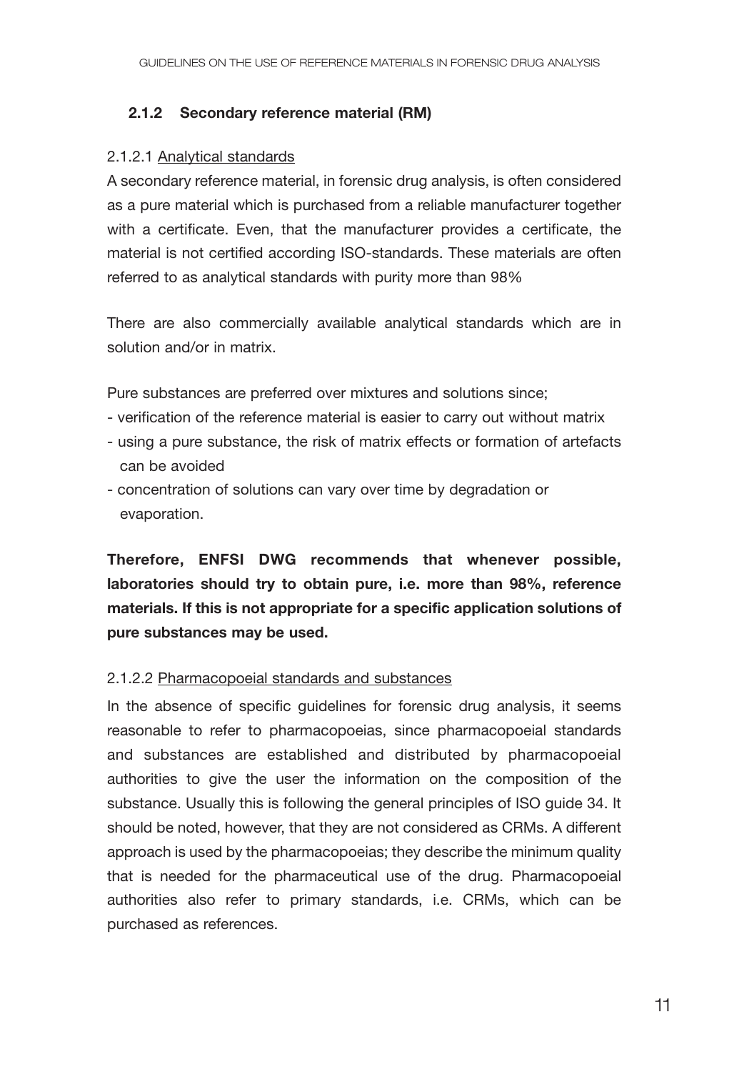### 2.1.2 Secondary reference material (RM)

2.1.2.1 Analytical standards

A secondary reference material, in forensic drug analysis, is often considered as a pure material which is purchased from a reliable manufacturer together with a certificate. Even, that the manufacturer provides a certificate, the material is not certified according ISO-standards. These materials are often referred to as analytical standards with purity more than 98%

There are also commercially available analytical standards which are in solution and/or in matrix.

Pure substances are preferred over mixtures and solutions since;

- verification of the reference material is easier to carry out without matrix
- using a pure substance, the risk of matrix effects or formation of artefacts can be avoided
- concentration of solutions can vary over time by degradation or evaporation.

**Therefore, ENFSI DWG recommends that whenever possible, laboratories should try to obtain pure, i.e. more than 98%, reference materials. If this is not appropriate for a specific application solutions of pure substances may be used.**

2.1.2.2 Pharmacopoeial standards and substances

In the absence of specific guidelines for forensic drug analysis, it seems reasonable to refer to pharmacopoeias, since pharmacopoeial standards and substances are established and distributed by pharmacopoeial authorities to give the user the information on the composition of the substance. Usually this is following the general principles of ISO guide 34. It should be noted, however, that they are not considered as CRMs. A different approach is used by the pharmacopoeias; they describe the minimum quality that is needed for the pharmaceutical use of the drug. Pharmacopoeial authorities also refer to primary standards, i.e. CRMs, which can be purchased as references.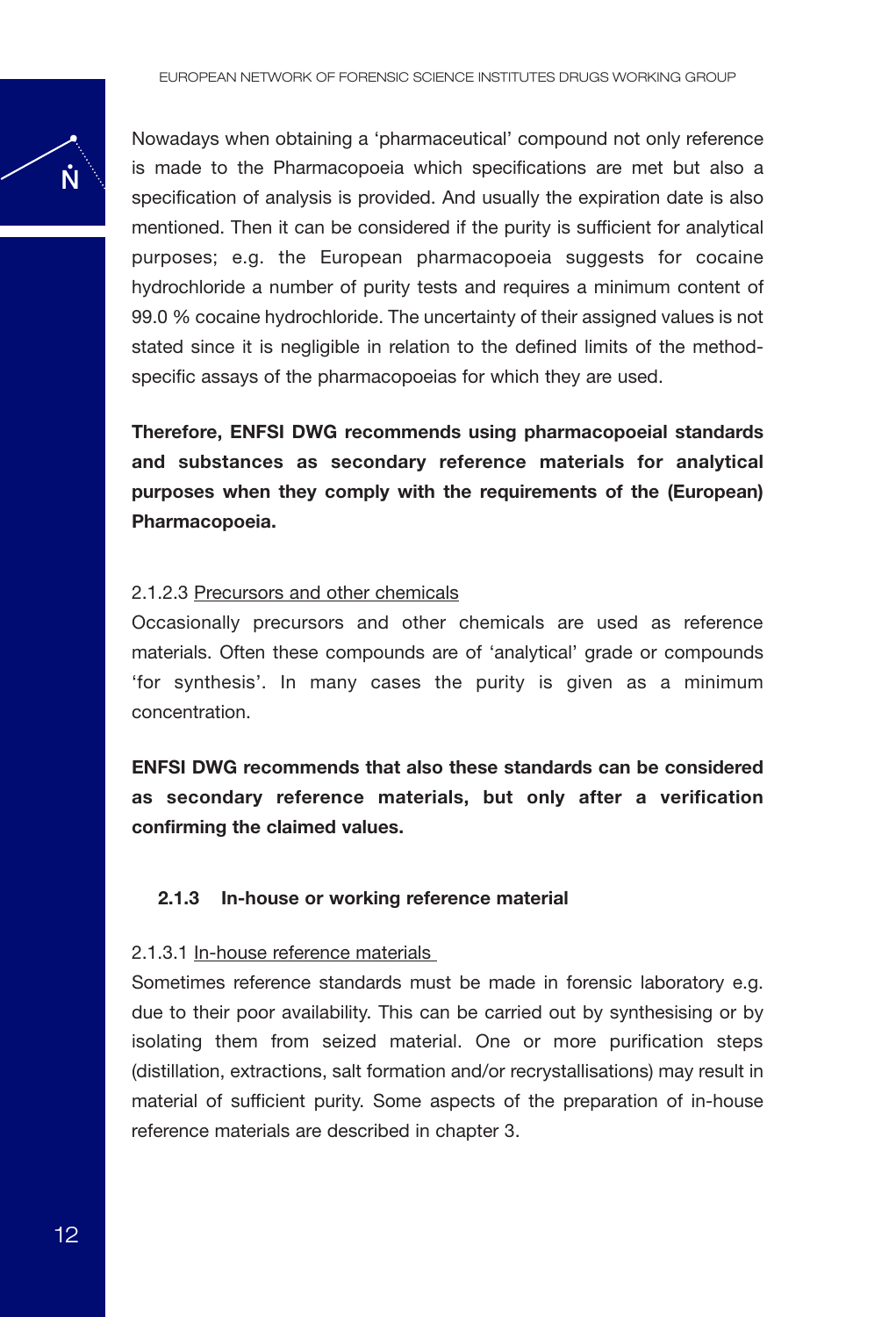Nowadays when obtaining a 'pharmaceutical' compound not only reference is made to the Pharmacopoeia which specifications are met but also a specification of analysis is provided. And usually the expiration date is also mentioned. Then it can be considered if the purity is sufficient for analytical purposes; e.g. the European pharmacopoeia suggests for cocaine hydrochloride a number of purity tests and requires a minimum content of 99.0 % cocaine hydrochloride. The uncertainty of their assigned values is not stated since it is negligible in relation to the defined limits of the method-specific assays of the pharmacopoeias for which they are used.

**Therefore, ENFSI DWG recommends using pharmacopoeial standards and substances as secondary reference materials for analytical purposes when they comply with the requirements of the (European) Pharmacopoeia.**

2.1.2.3 Precursors and other chemicals

Occasionally precursors and other chemicals are used as reference materials. Often these compounds are of 'analytical' grade or compounds 'for synthesis'. In many cases the purity is given as a minimum concentration.

**ENFSI DWG recommends that also these standards can be considered as secondary reference materials, but only after a verification confirming the claimed values.**

### 2.1.3 In-house or working reference material

2.1.3.1 In-house reference materials

Sometimes reference standards must be made in forensic laboratory e.g. due to their poor availability. This can be carried out by synthesising or by isolating them from seized material. One or more purification steps (distillation, extractions, salt formation and/or recrystallisations) may result in material of sufficient purity. Some aspects of the preparation of in-house reference materials are described in chapter 3.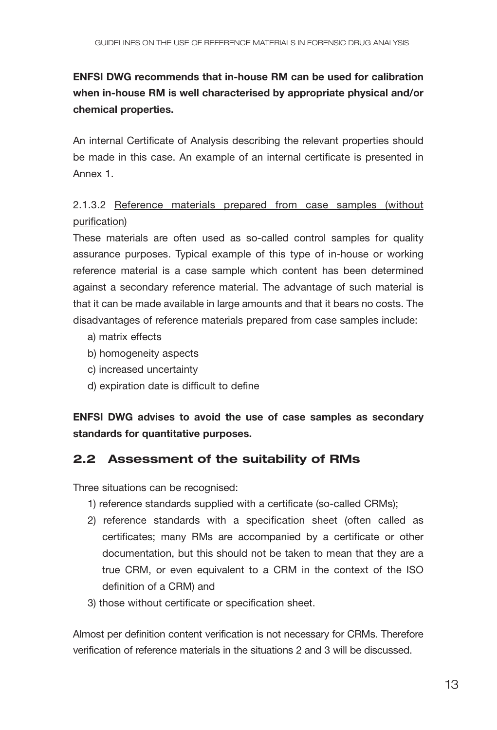**ENFSI DWG recommends that in-house RM can be used for calibration when in-house RM is well characterised by appropriate physical and/or chemical properties.**

An internal Certificate of Analysis describing the relevant properties should be made in this case. An example of an internal certificate is presented in Annex 1.

#### 2.1.3.2 Reference materials prepared from case samples (without purification)

These materials are often used as so-called control samples for quality assurance purposes. Typical example of this type of in-house or working reference material is a case sample which content has been determined against a secondary reference material. The advantage of such material is that it can be made available in large amounts and that it bears no costs. The disadvantages of reference materials prepared from case samples include:

a) matrix effects
b) homogeneity aspects
c) increased uncertainty
d) expiration date is difficult to define

**ENFSI DWG advises to avoid the use of case samples as secondary standards for quantitative purposes.**

## 2.2 Assessment of the suitability of RMs

Three situations can be recognised:

1) reference standards supplied with a certificate (so-called CRMs);
2) reference standards with a specification sheet (often called as certificates; many RMs are accompanied by a certificate or other documentation, but this should not be taken to mean that they are a true CRM, or even equivalent to a CRM in the context of the ISO definition of a CRM) and
3) those without certificate or specification sheet.

Almost per definition content verification is not necessary for CRMs. Therefore verification of reference materials in the situations 2 and 3 will be discussed.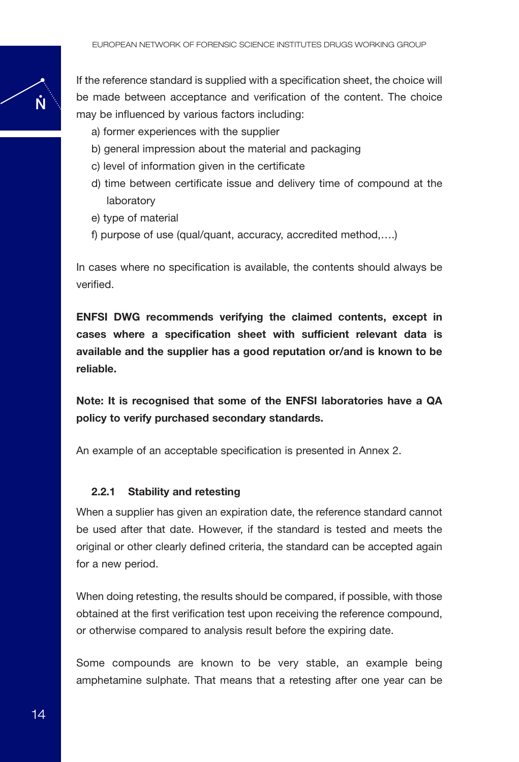If the reference standard is supplied with a specification sheet, the choice will be made between acceptance and verification of the content. The choice may be influenced by various factors including:

a) former experiences with the supplier
b) general impression about the material and packaging
c) level of information given in the certificate
d) time between certificate issue and delivery time of compound at the laboratory
e) type of material
f) purpose of use (qual/quant, accuracy, accredited method,….)

In cases where no specification is available, the contents should always be verified.

**ENFSI DWG recommends verifying the claimed contents, except in cases where a specification sheet with sufficient relevant data is available and the supplier has a good reputation or/and is known to be reliable.**

**Note: It is recognised that some of the ENFSI laboratories have a QA policy to verify purchased secondary standards.**

An example of an acceptable specification is presented in Annex 2.

### 2.2.1 Stability and retesting

When a supplier has given an expiration date, the reference standard cannot be used after that date. However, if the standard is tested and meets the original or other clearly defined criteria, the standard can be accepted again for a new period.

When doing retesting, the results should be compared, if possible, with those obtained at the first verification test upon receiving the reference compound, or otherwise compared to analysis result before the expiring date.

Some compounds are known to be very stable, an example being amphetamine sulphate. That means that a retesting after one year can be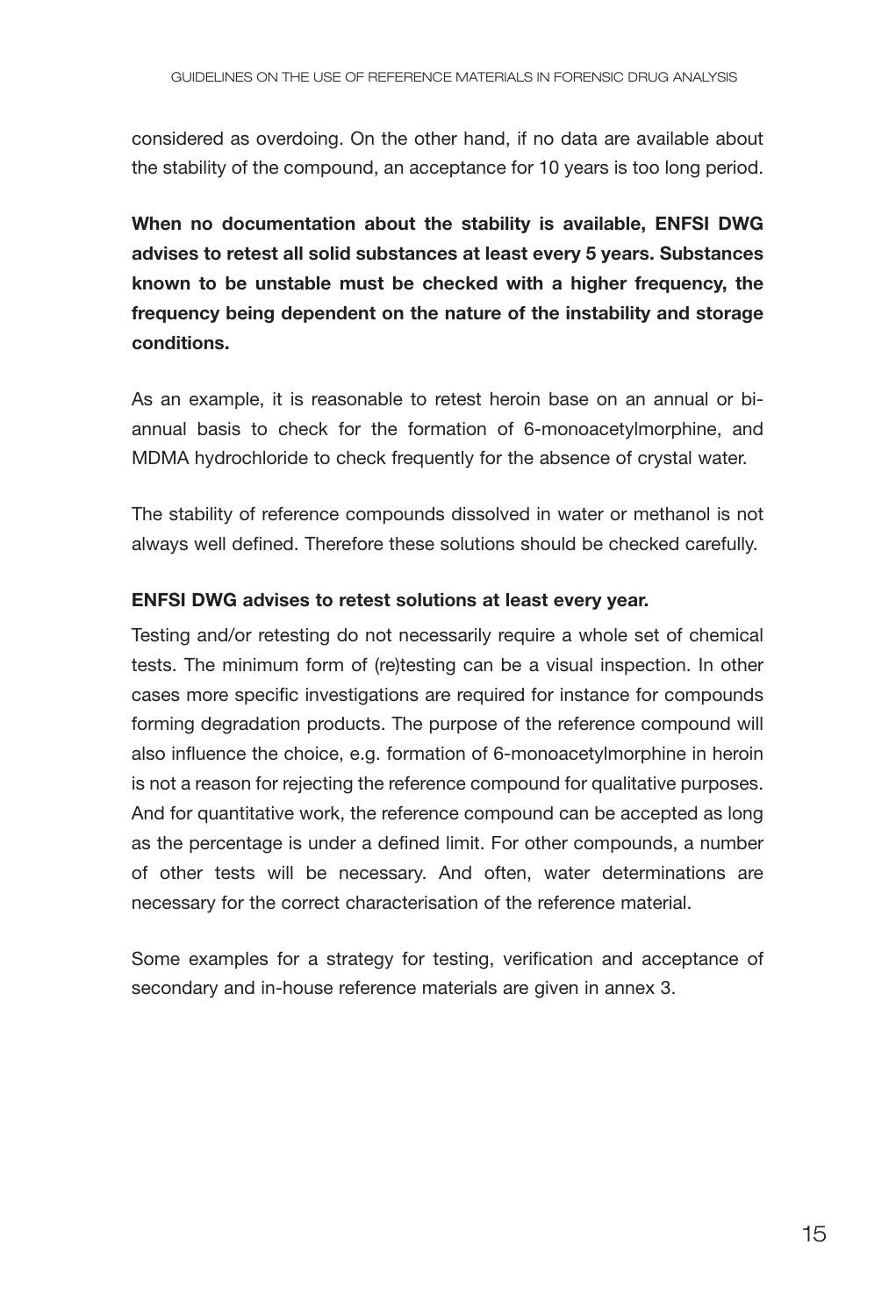considered as overdoing. On the other hand, if no data are available about the stability of the compound, an acceptance for 10 years is too long period.

**When no documentation about the stability is available, ENFSI DWG advises to retest all solid substances at least every 5 years. Substances known to be unstable must be checked with a higher frequency, the frequency being dependent on the nature of the instability and storage conditions.**

As an example, it is reasonable to retest heroin base on an annual or bi-annual basis to check for the formation of 6-monoacetylmorphine, and MDMA hydrochloride to check frequently for the absence of crystal water.

The stability of reference compounds dissolved in water or methanol is not always well defined. Therefore these solutions should be checked carefully.

**ENFSI DWG advises to retest solutions at least every year.**

Testing and/or retesting do not necessarily require a whole set of chemical tests. The minimum form of (re)testing can be a visual inspection. In other cases more specific investigations are required for instance for compounds forming degradation products. The purpose of the reference compound will also influence the choice, e.g. formation of 6-monoacetylmorphine in heroin is not a reason for rejecting the reference compound for qualitative purposes. And for quantitative work, the reference compound can be accepted as long as the percentage is under a defined limit. For other compounds, a number of other tests will be necessary. And often, water determinations are necessary for the correct characterisation of the reference material.

Some examples for a strategy for testing, verification and acceptance of secondary and in-house reference materials are given in annex 3.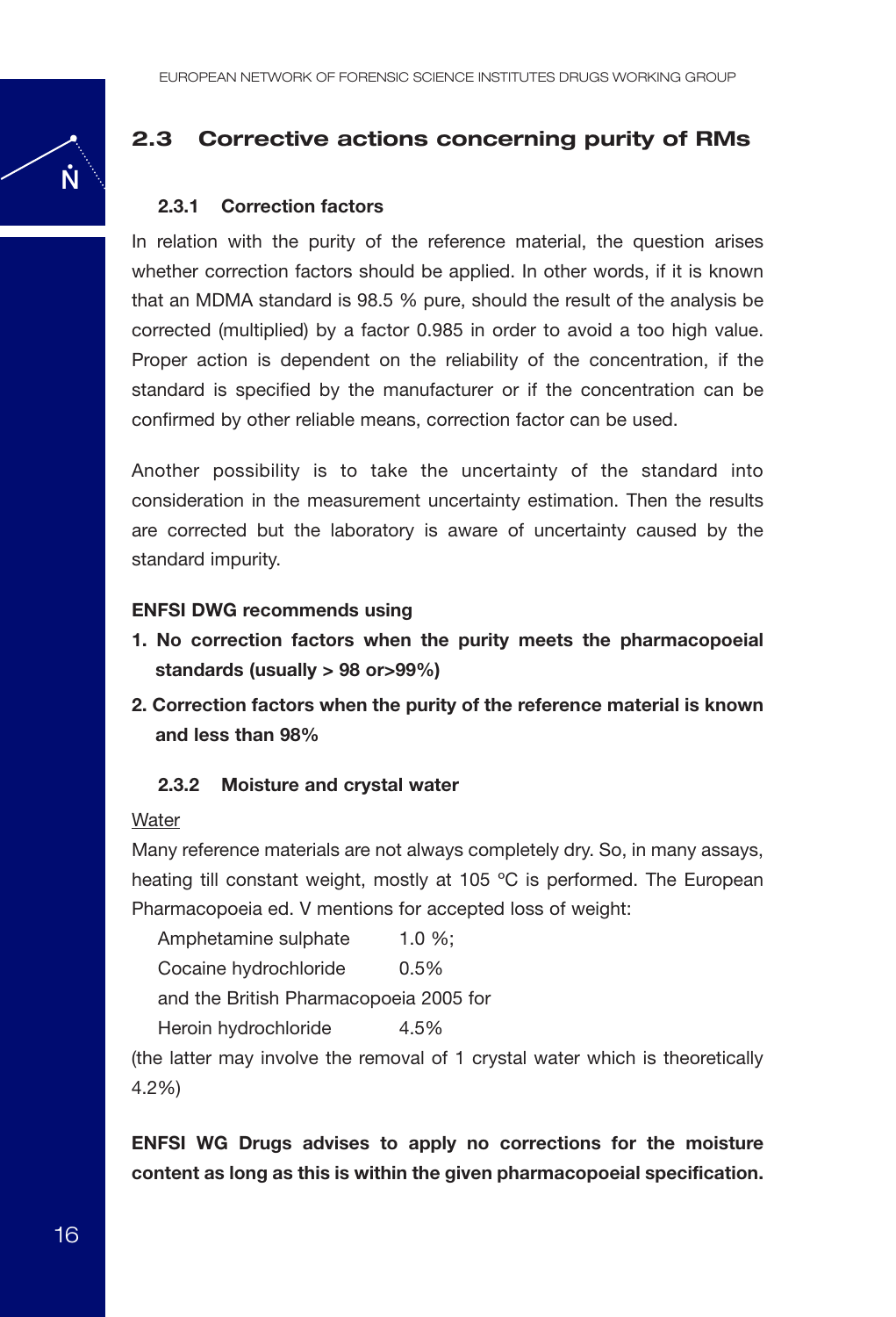## 2.3 Corrective actions concerning purity of RMs

### 2.3.1 Correction factors

In relation with the purity of the reference material, the question arises whether correction factors should be applied. In other words, if it is known that an MDMA standard is 98.5 % pure, should the result of the analysis be corrected (multiplied) by a factor 0.985 in order to avoid a too high value. Proper action is dependent on the reliability of the concentration, if the standard is specified by the manufacturer or if the concentration can be confirmed by other reliable means, correction factor can be used.

Another possibility is to take the uncertainty of the standard into consideration in the measurement uncertainty estimation. Then the results are corrected but the laboratory is aware of uncertainty caused by the standard impurity.

**ENFSI DWG recommends using**

1. **No correction factors when the purity meets the pharmacopoeial standards (usually > 98 or>99%)**
2. **Correction factors when the purity of the reference material is known and less than 98%**

### 2.3.2 Moisture and crystal water

Water

Many reference materials are not always completely dry. So, in many assays, heating till constant weight, mostly at 105 ºC is performed. The European Pharmacopoeia ed. V mentions for accepted loss of weight:

Amphetamine sulphate 1.0 %;
Cocaine hydrochloride 0.5%
and the British Pharmacopoeia 2005 for
Heroin hydrochloride 4.5%

(the latter may involve the removal of 1 crystal water which is theoretically 4.2%)

**ENFSI WG Drugs advises to apply no corrections for the moisture content as long as this is within the given pharmacopoeial specification.**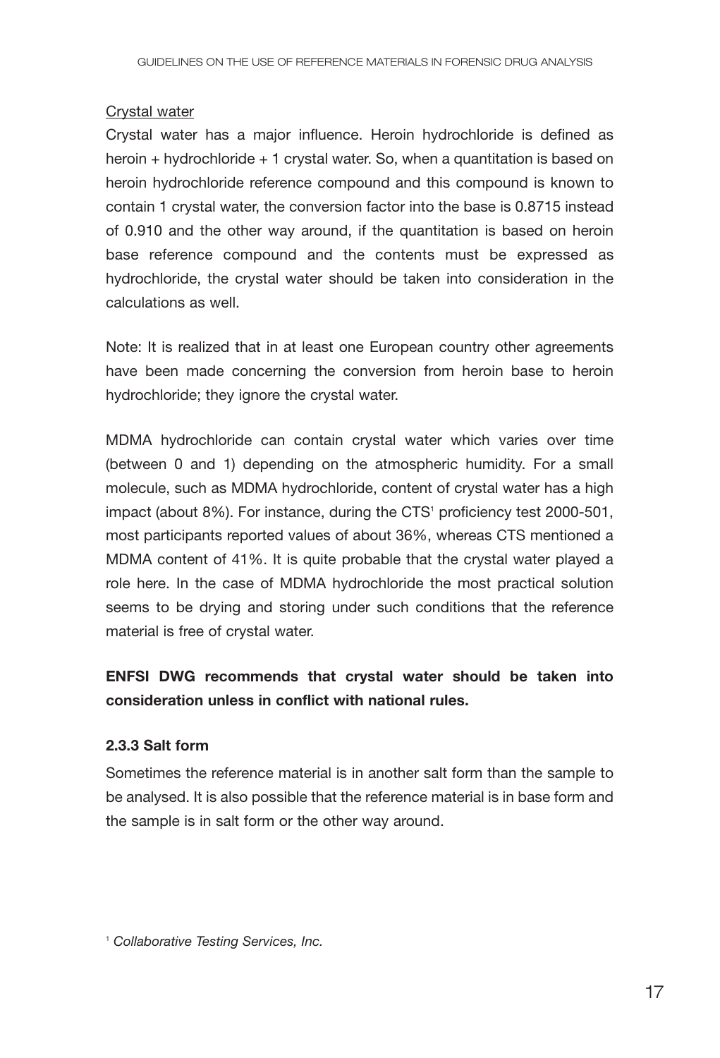Crystal water

Crystal water has a major influence. Heroin hydrochloride is defined as heroin + hydrochloride + 1 crystal water. So, when a quantitation is based on heroin hydrochloride reference compound and this compound is known to contain 1 crystal water, the conversion factor into the base is 0.8715 instead of 0.910 and the other way around, if the quantitation is based on heroin base reference compound and the contents must be expressed as hydrochloride, the crystal water should be taken into consideration in the calculations as well.

Note: It is realized that in at least one European country other agreements have been made concerning the conversion from heroin base to heroin hydrochloride; they ignore the crystal water.

MDMA hydrochloride can contain crystal water which varies over time (between 0 and 1) depending on the atmospheric humidity. For a small molecule, such as MDMA hydrochloride, content of crystal water has a high impact (about 8%). For instance, during the CTS[1] proficiency test 2000-501, most participants reported values of about 36%, whereas CTS mentioned a MDMA content of 41%. It is quite probable that the crystal water played a role here. In the case of MDMA hydrochloride the most practical solution seems to be drying and storing under such conditions that the reference material is free of crystal water.

**ENFSI DWG recommends that crystal water should be taken into consideration unless in conflict with national rules.**

### 2.3.3 Salt form

Sometimes the reference material is in another salt form than the sample to be analysed. It is also possible that the reference material is in base form and the sample is in salt form or the other way around.

[1] *Collaborative Testing Services, Inc.*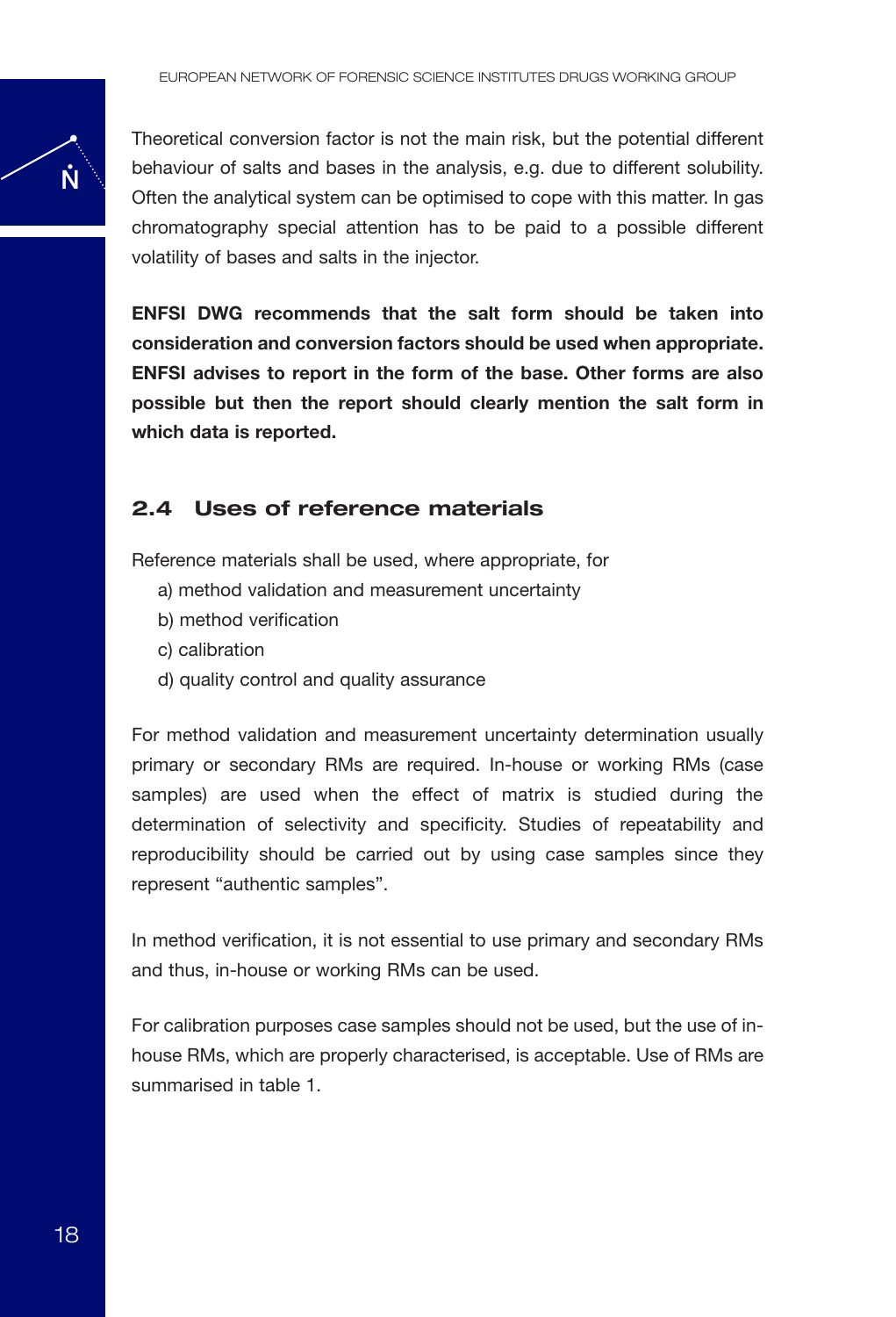Theoretical conversion factor is not the main risk, but the potential different behaviour of salts and bases in the analysis, e.g. due to different solubility. Often the analytical system can be optimised to cope with this matter. In gas chromatography special attention has to be paid to a possible different volatility of bases and salts in the injector.

**ENFSI DWG recommends that the salt form should be taken into consideration and conversion factors should be used when appropriate. ENFSI advises to report in the form of the base. Other forms are also possible but then the report should clearly mention the salt form in which data is reported.**

## 2.4 Uses of reference materials

Reference materials shall be used, where appropriate, for

a) method validation and measurement uncertainty
b) method verification
c) calibration
d) quality control and quality assurance

For method validation and measurement uncertainty determination usually primary or secondary RMs are required. In-house or working RMs (case samples) are used when the effect of matrix is studied during the determination of selectivity and specificity. Studies of repeatability and reproducibility should be carried out by using case samples since they represent "authentic samples".

In method verification, it is not essential to use primary and secondary RMs and thus, in-house or working RMs can be used.

For calibration purposes case samples should not be used, but the use of in-house RMs, which are properly characterised, is acceptable. Use of RMs are summarised in table 1.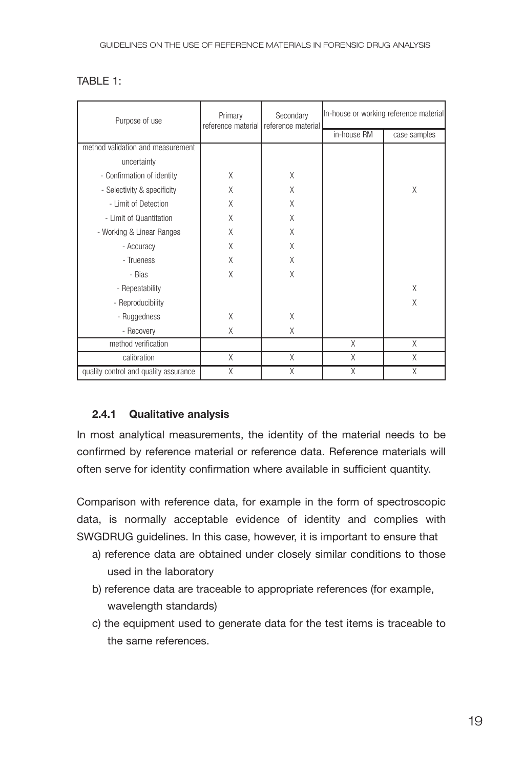TABLE 1:

| Purpose of use | Primary reference material | Secondary reference material | In-house or working reference material | |
|---|---|---|---|---|
| | | | in-house RM | case samples |
| method validation and measurement uncertainty | | | | |
| - Confirmation of identity | X | X | | |
| - Selectivity & specificity | X | X | | X |
| - Limit of Detection | X | X | | |
| - Limit of Quantitation | X | X | | |
| - Working & Linear Ranges | X | X | | |
| - Accuracy | X | X | | |
| - Trueness | X | X | | |
| - Bias | X | X | | |
| - Repeatability | | | | X |
| - Reproducibility | | | | X |
| - Ruggedness | X | X | | |
| - Recovery | X | X | | |
| method verification | | | X | X |
| calibration | X | X | X | X |
| quality control and quality assurance | X | X | X | X |

### 2.4.1 Qualitative analysis

In most analytical measurements, the identity of the material needs to be confirmed by reference material or reference data. Reference materials will often serve for identity confirmation where available in sufficient quantity.

Comparison with reference data, for example in the form of spectroscopic data, is normally acceptable evidence of identity and complies with SWGDRUG guidelines. In this case, however, it is important to ensure that

a) reference data are obtained under closely similar conditions to those used in the laboratory

b) reference data are traceable to appropriate references (for example, wavelength standards)

c) the equipment used to generate data for the test items is traceable to the same references.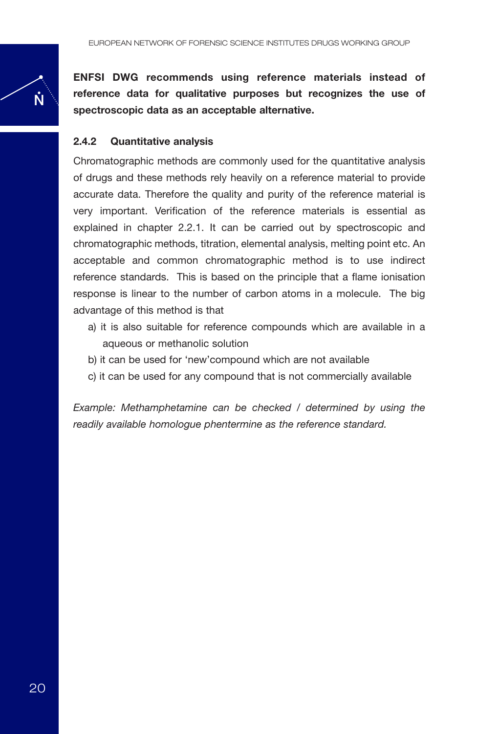**ENFSI DWG recommends using reference materials instead of reference data for qualitative purposes but recognizes the use of spectroscopic data as an acceptable alternative.**

### 2.4.2 Quantitative analysis

Chromatographic methods are commonly used for the quantitative analysis of drugs and these methods rely heavily on a reference material to provide accurate data. Therefore the quality and purity of the reference material is very important. Verification of the reference materials is essential as explained in chapter 2.2.1. It can be carried out by spectroscopic and chromatographic methods, titration, elemental analysis, melting point etc. An acceptable and common chromatographic method is to use indirect reference standards. This is based on the principle that a flame ionisation response is linear to the number of carbon atoms in a molecule. The big advantage of this method is that

a) it is also suitable for reference compounds which are available in a aqueous or methanolic solution
b) it can be used for 'new'compound which are not available
c) it can be used for any compound that is not commercially available

*Example: Methamphetamine can be checked / determined by using the readily available homologue phentermine as the reference standard.*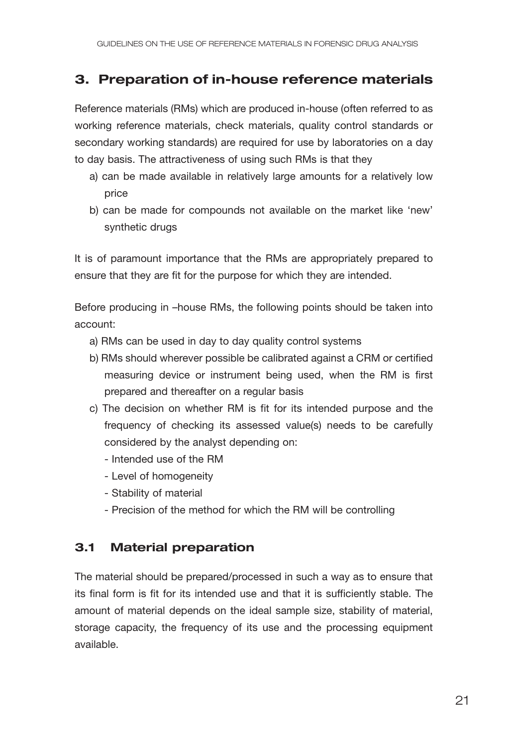## 3. Preparation of in-house reference materials

Reference materials (RMs) which are produced in-house (often referred to as working reference materials, check materials, quality control standards or secondary working standards) are required for use by laboratories on a day to day basis. The attractiveness of using such RMs is that they

a) can be made available in relatively large amounts for a relatively low price
b) can be made for compounds not available on the market like 'new' synthetic drugs

It is of paramount importance that the RMs are appropriately prepared to ensure that they are fit for the purpose for which they are intended.

Before producing in –house RMs, the following points should be taken into account:

a) RMs can be used in day to day quality control systems
b) RMs should wherever possible be calibrated against a CRM or certified measuring device or instrument being used, when the RM is first prepared and thereafter on a regular basis
c) The decision on whether RM is fit for its intended purpose and the frequency of checking its assessed value(s) needs to be carefully considered by the analyst depending on:
   - Intended use of the RM
   - Level of homogeneity
   - Stability of material
   - Precision of the method for which the RM will be controlling

### 3.1 Material preparation

The material should be prepared/processed in such a way as to ensure that its final form is fit for its intended use and that it is sufficiently stable. The amount of material depends on the ideal sample size, stability of material, storage capacity, the frequency of its use and the processing equipment available.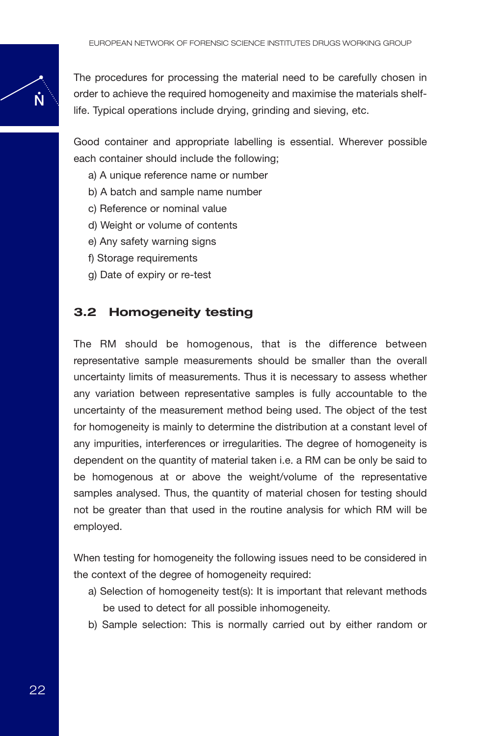The procedures for processing the material need to be carefully chosen in order to achieve the required homogeneity and maximise the materials shelf-life. Typical operations include drying, grinding and sieving, etc.

Good container and appropriate labelling is essential. Wherever possible each container should include the following;

a) A unique reference name or number
b) A batch and sample name number
c) Reference or nominal value
d) Weight or volume of contents
e) Any safety warning signs
f) Storage requirements
g) Date of expiry or re-test

## 3.2 Homogeneity testing

The RM should be homogenous, that is the difference between representative sample measurements should be smaller than the overall uncertainty limits of measurements. Thus it is necessary to assess whether any variation between representative samples is fully accountable to the uncertainty of the measurement method being used. The object of the test for homogeneity is mainly to determine the distribution at a constant level of any impurities, interferences or irregularities. The degree of homogeneity is dependent on the quantity of material taken i.e. a RM can be only be said to be homogenous at or above the weight/volume of the representative samples analysed. Thus, the quantity of material chosen for testing should not be greater than that used in the routine analysis for which RM will be employed.

When testing for homogeneity the following issues need to be considered in the context of the degree of homogeneity required:

a) Selection of homogeneity test(s): It is important that relevant methods be used to detect for all possible inhomogeneity.
b) Sample selection: This is normally carried out by either random or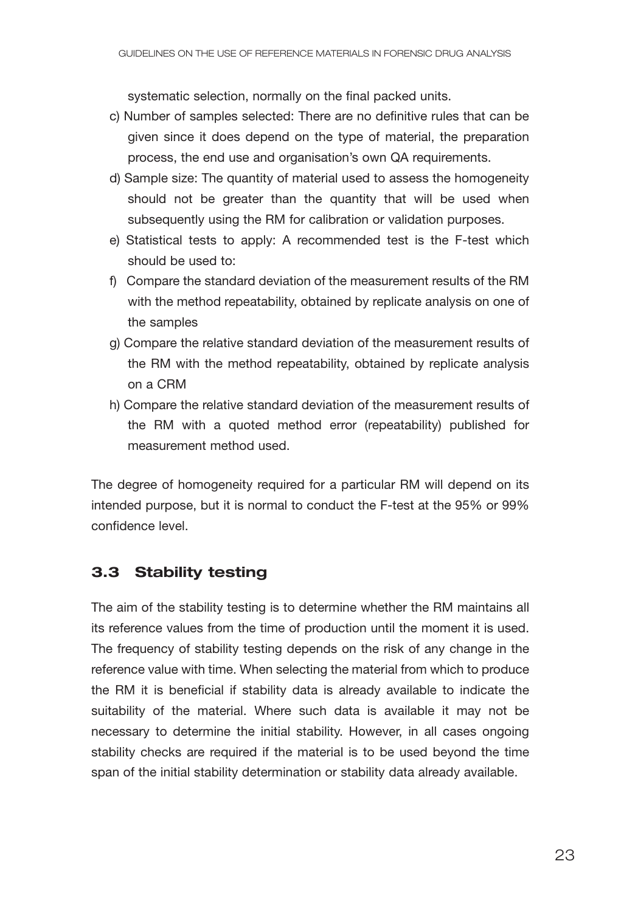systematic selection, normally on the final packed units.

c) Number of samples selected: There are no definitive rules that can be given since it does depend on the type of material, the preparation process, the end use and organisation's own QA requirements.

d) Sample size: The quantity of material used to assess the homogeneity should not be greater than the quantity that will be used when subsequently using the RM for calibration or validation purposes.

e) Statistical tests to apply: A recommended test is the F-test which should be used to:

f) Compare the standard deviation of the measurement results of the RM with the method repeatability, obtained by replicate analysis on one of the samples

g) Compare the relative standard deviation of the measurement results of the RM with the method repeatability, obtained by replicate analysis on a CRM

h) Compare the relative standard deviation of the measurement results of the RM with a quoted method error (repeatability) published for measurement method used.

The degree of homogeneity required for a particular RM will depend on its intended purpose, but it is normal to conduct the F-test at the 95% or 99% confidence level.

## 3.3 Stability testing

The aim of the stability testing is to determine whether the RM maintains all its reference values from the time of production until the moment it is used. The frequency of stability testing depends on the risk of any change in the reference value with time. When selecting the material from which to produce the RM it is beneficial if stability data is already available to indicate the suitability of the material. Where such data is available it may not be necessary to determine the initial stability. However, in all cases ongoing stability checks are required if the material is to be used beyond the time span of the initial stability determination or stability data already available.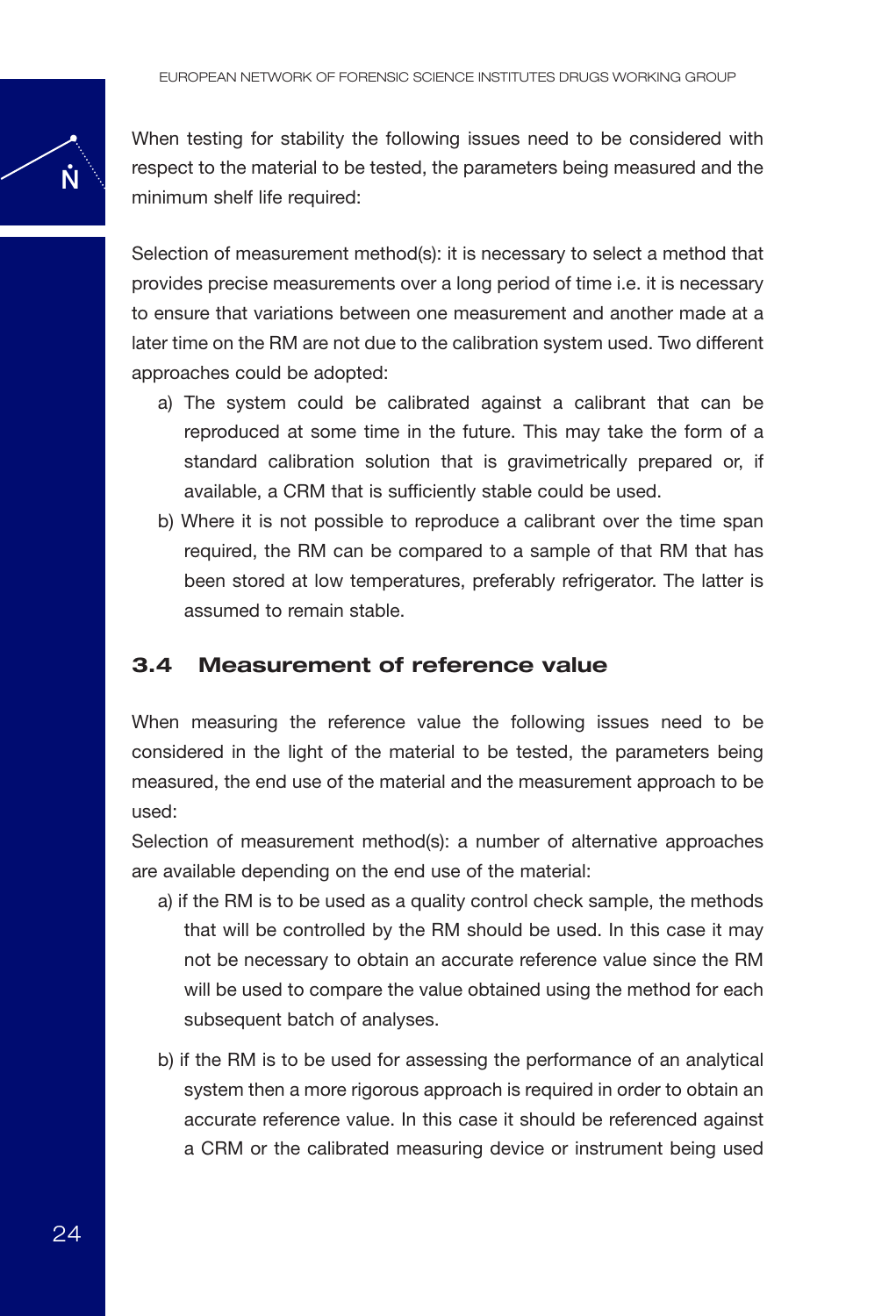When testing for stability the following issues need to be considered with respect to the material to be tested, the parameters being measured and the minimum shelf life required:

Selection of measurement method(s): it is necessary to select a method that provides precise measurements over a long period of time i.e. it is necessary to ensure that variations between one measurement and another made at a later time on the RM are not due to the calibration system used. Two different approaches could be adopted:

a) The system could be calibrated against a calibrant that can be reproduced at some time in the future. This may take the form of a standard calibration solution that is gravimetrically prepared or, if available, a CRM that is sufficiently stable could be used.

b) Where it is not possible to reproduce a calibrant over the time span required, the RM can be compared to a sample of that RM that has been stored at low temperatures, preferably refrigerator. The latter is assumed to remain stable.

## 3.4 Measurement of reference value

When measuring the reference value the following issues need to be considered in the light of the material to be tested, the parameters being measured, the end use of the material and the measurement approach to be used:

Selection of measurement method(s): a number of alternative approaches are available depending on the end use of the material:

a) if the RM is to be used as a quality control check sample, the methods that will be controlled by the RM should be used. In this case it may not be necessary to obtain an accurate reference value since the RM will be used to compare the value obtained using the method for each subsequent batch of analyses.

b) if the RM is to be used for assessing the performance of an analytical system then a more rigorous approach is required in order to obtain an accurate reference value. In this case it should be referenced against a CRM or the calibrated measuring device or instrument being used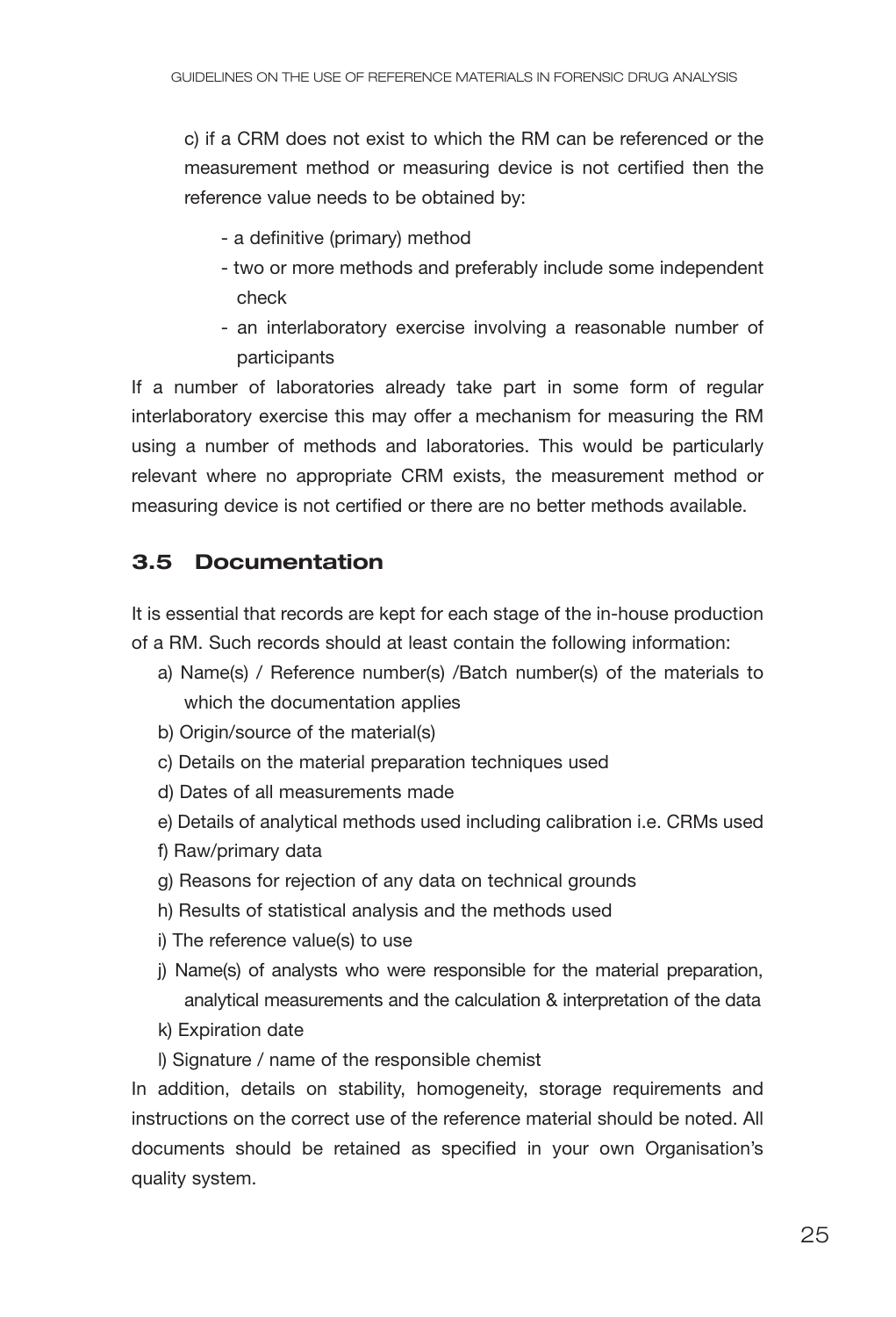c) if a CRM does not exist to which the RM can be referenced or the measurement method or measuring device is not certified then the reference value needs to be obtained by:

- a definitive (primary) method
- two or more methods and preferably include some independent check
- an interlaboratory exercise involving a reasonable number of participants

If a number of laboratories already take part in some form of regular interlaboratory exercise this may offer a mechanism for measuring the RM using a number of methods and laboratories. This would be particularly relevant where no appropriate CRM exists, the measurement method or measuring device is not certified or there are no better methods available.

## 3.5 Documentation

It is essential that records are kept for each stage of the in-house production of a RM. Such records should at least contain the following information:

a) Name(s) / Reference number(s) /Batch number(s) of the materials to which the documentation applies

b) Origin/source of the material(s)

c) Details on the material preparation techniques used

d) Dates of all measurements made

e) Details of analytical methods used including calibration i.e. CRMs used

f) Raw/primary data

g) Reasons for rejection of any data on technical grounds

h) Results of statistical analysis and the methods used

i) The reference value(s) to use

j) Name(s) of analysts who were responsible for the material preparation, analytical measurements and the calculation & interpretation of the data

k) Expiration date

l) Signature / name of the responsible chemist

In addition, details on stability, homogeneity, storage requirements and instructions on the correct use of the reference material should be noted. All documents should be retained as specified in your own Organisation's quality system.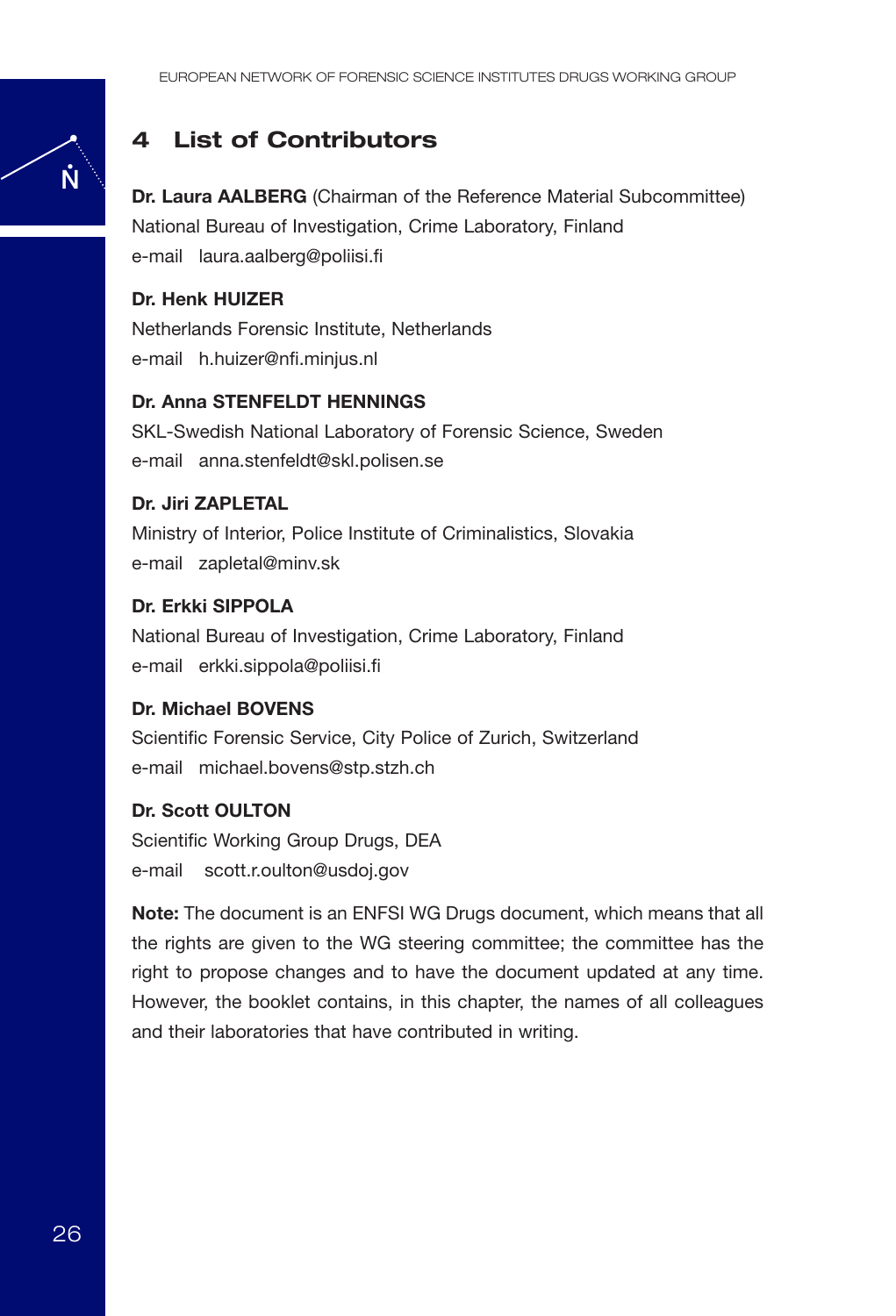## 4 List of Contributors

**Dr. Laura AALBERG** (Chairman of the Reference Material Subcommittee)
National Bureau of Investigation, Crime Laboratory, Finland
e-mail laura.aalberg@poliisi.fi

**Dr. Henk HUIZER**
Netherlands Forensic Institute, Netherlands
e-mail h.huizer@nfi.minjus.nl

**Dr. Anna STENFELDT HENNINGS**
SKL-Swedish National Laboratory of Forensic Science, Sweden
e-mail anna.stenfeldt@skl.polisen.se

**Dr. Jiri ZAPLETAL**
Ministry of Interior, Police Institute of Criminalistics, Slovakia
e-mail zapletal@minv.sk

**Dr. Erkki SIPPOLA**
National Bureau of Investigation, Crime Laboratory, Finland
e-mail erkki.sippola@poliisi.fi

**Dr. Michael BOVENS**
Scientific Forensic Service, City Police of Zurich, Switzerland
e-mail michael.bovens@stp.stzh.ch

**Dr. Scott OULTON**
Scientific Working Group Drugs, DEA
e-mail scott.r.oulton@usdoj.gov

**Note:** The document is an ENFSI WG Drugs document, which means that all the rights are given to the WG steering committee; the committee has the right to propose changes and to have the document updated at any time. However, the booklet contains, in this chapter, the names of all colleagues and their laboratories that have contributed in writing.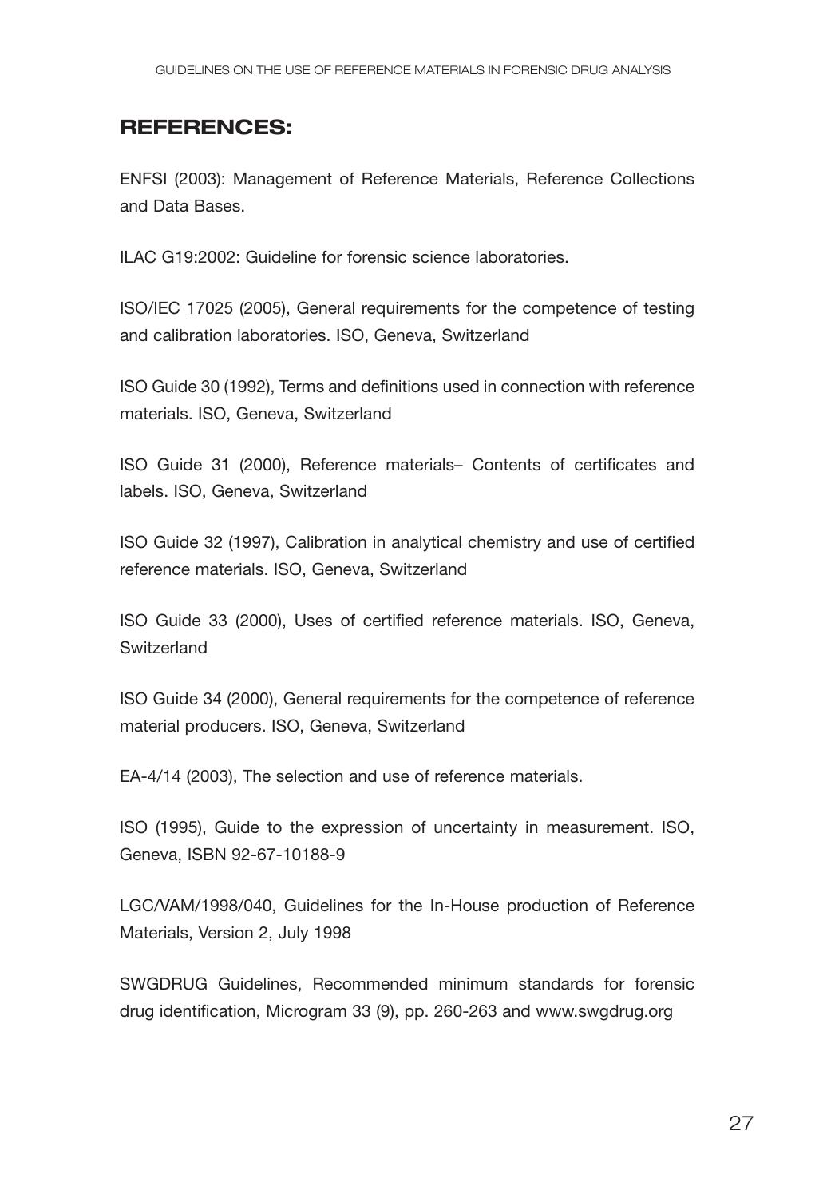## REFERENCES:

ENFSI (2003): Management of Reference Materials, Reference Collections and Data Bases.

ILAC G19:2002: Guideline for forensic science laboratories.

ISO/IEC 17025 (2005), General requirements for the competence of testing and calibration laboratories. ISO, Geneva, Switzerland

ISO Guide 30 (1992), Terms and definitions used in connection with reference materials. ISO, Geneva, Switzerland

ISO Guide 31 (2000), Reference materials– Contents of certificates and labels. ISO, Geneva, Switzerland

ISO Guide 32 (1997), Calibration in analytical chemistry and use of certified reference materials. ISO, Geneva, Switzerland

ISO Guide 33 (2000), Uses of certified reference materials. ISO, Geneva, Switzerland

ISO Guide 34 (2000), General requirements for the competence of reference material producers. ISO, Geneva, Switzerland

EA-4/14 (2003), The selection and use of reference materials.

ISO (1995), Guide to the expression of uncertainty in measurement. ISO, Geneva, ISBN 92-67-10188-9

LGC/VAM/1998/040, Guidelines for the In-House production of Reference Materials, Version 2, July 1998

SWGDRUG Guidelines, Recommended minimum standards for forensic drug identification, Microgram 33 (9), pp. 260-263 and www.swgdrug.org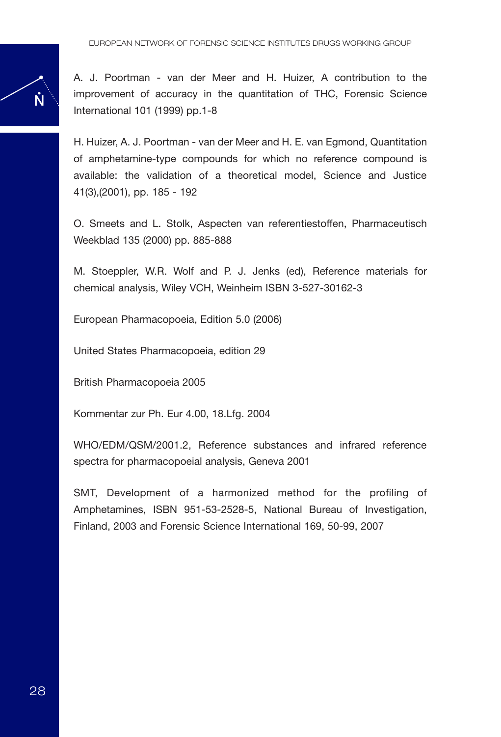A. J. Poortman - van der Meer and H. Huizer, A contribution to the improvement of accuracy in the quantitation of THC, Forensic Science International 101 (1999) pp.1-8

H. Huizer, A. J. Poortman - van der Meer and H. E. van Egmond, Quantitation of amphetamine-type compounds for which no reference compound is available: the validation of a theoretical model, Science and Justice 41(3),(2001), pp. 185 - 192

O. Smeets and L. Stolk, Aspecten van referentiestoffen, Pharmaceutisch Weekblad 135 (2000) pp. 885-888

M. Stoeppler, W.R. Wolf and P. J. Jenks (ed), Reference materials for chemical analysis, Wiley VCH, Weinheim ISBN 3-527-30162-3

European Pharmacopoeia, Edition 5.0 (2006)

United States Pharmacopoeia, edition 29

British Pharmacopoeia 2005

Kommentar zur Ph. Eur 4.00, 18.Lfg. 2004

WHO/EDM/QSM/2001.2, Reference substances and infrared reference spectra for pharmacopoeial analysis, Geneva 2001

SMT, Development of a harmonized method for the profiling of Amphetamines, ISBN 951-53-2528-5, National Bureau of Investigation, Finland, 2003 and Forensic Science International 169, 50-99, 2007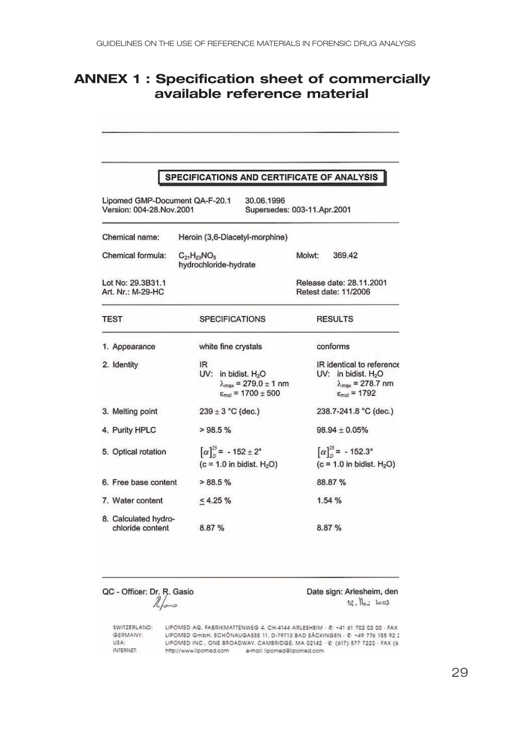# ANNEX 1 : Specification sheet of commercially available reference material

**SPECIFICATIONS AND CERTIFICATE OF ANALYSIS**

Lipomed GMP-Document QA-F-20.1 30.06.1996
Version: 004-28.Nov.2001 Supersedes: 003-11.Apr.2001

Chemical name: Heroin (3,6-Diacetyl-morphine)

Chemical formula: $C_{21}H_{23}NO_5$ hydrochloride-hydrate Molwt: 369.42

Lot No: 29.3B31.1 Release date: 28.11.2001
Art. Nr.: M-29-HC Retest date: 11/2006

| TEST | SPECIFICATIONS | RESULTS |
|---|---|---|
| 1. Appearance | white fine crystals | conforms |
| 2. Identity | IR<br>UV: in bidist. $H_2O$<br>$\lambda_{max} = 279.0 \pm 1$ nm<br>$\varepsilon_{mol} = 1700 \pm 500$ | IR identical to reference<br>UV: in bidist. $H_2O$<br>$\lambda_{max} = 278.7$ nm<br>$\varepsilon_{mol} = 1792$ |
| 3. Melting point | $239 \pm 3$ °C (dec.) | 238.7-241.8 °C (dec.) |
| 4. Purity HPLC | > 98.5 % | $98.94 \pm 0.05$% |
| 5. Optical rotation | $[\alpha]_D^{25} = -152 \pm 2°$<br>(c = 1.0 in bidist. $H_2O$) | $[\alpha]_D^{25} = -152.3°$<br>(c = 1.0 in bidist. $H_2O$) |
| 6. Free base content | > 88.5 % | 88.87 % |
| 7. Water content | ≤ 4.25 % | 1.54 % |
| 8. Calculated hydrochloride content | 8.87 % | 8.87 % |

QC - Officer: Dr. R. Gasio Date sign: Arlesheim, den

SWITZERLAND: LIPOMED AG, FABRIKMATTENWEG 4, CH-4144 ARLESHEIM · ✆ +41 61 702 02 00 · FAX
GERMANY: LIPOMED GmbH, SCHÖNAUGASSE 11, D-79713 BAD SÄCKINGEN · ✆ +49 776 155 92
USA: LIPOMED INC., ONE BROADWAY, CAMBRIDGE, MA 02142 · ✆ (617) 577 7222 · FAX (6
INTERNET: http://www.lipomed.com e-mail: lipomed@lipomed.com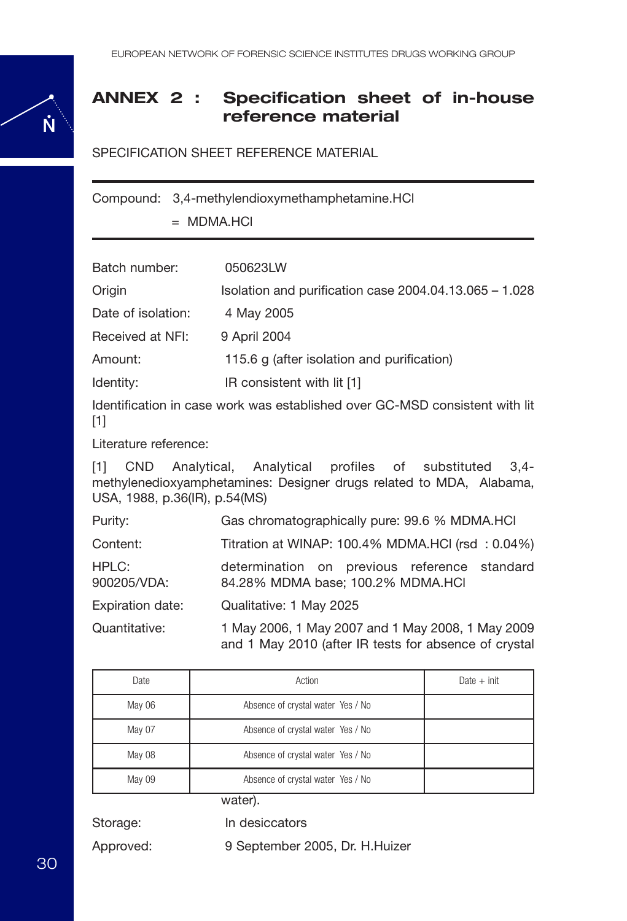# ANNEX 2 : Specification sheet of in-house reference material

SPECIFICATION SHEET REFERENCE MATERIAL

Compound: 3,4-methylendioxymethamphetamine.HCl

= MDMA.HCl

Batch number: 050623LW

Origin: Isolation and purification case 2004.04.13.065 – 1.028

Date of isolation: 4 May 2005

Received at NFI: 9 April 2004

Amount: 115.6 g (after isolation and purification)

Identity: IR consistent with lit [1]

Identification in case work was established over GC-MSD consistent with lit [1]

Literature reference:

[1] CND Analytical, Analytical profiles of substituted 3,4-methylenedioxyamphetamines: Designer drugs related to MDA, Alabama, USA, 1988, p.36(IR), p.54(MS)

Purity: Gas chromatographically pure: 99.6 % MDMA.HCl

Content: Titration at WINAP: 100.4% MDMA.HCl (rsd : 0.04%)

HPLC: 900205/VDA: determination on previous reference standard 84.28% MDMA base; 100.2% MDMA.HCl

Expiration date: Qualitative: 1 May 2025

Quantitative: 1 May 2006, 1 May 2007 and 1 May 2008, 1 May 2009 and 1 May 2010 (after IR tests for absence of crystal water).

| Date | Action | Date + init |
|---|---|---|
| May 06 | Absence of crystal water Yes / No | |
| May 07 | Absence of crystal water Yes / No | |
| May 08 | Absence of crystal water Yes / No | |
| May 09 | Absence of crystal water Yes / No | |

Storage: In desiccators

Approved: 9 September 2005, Dr. H.Huizer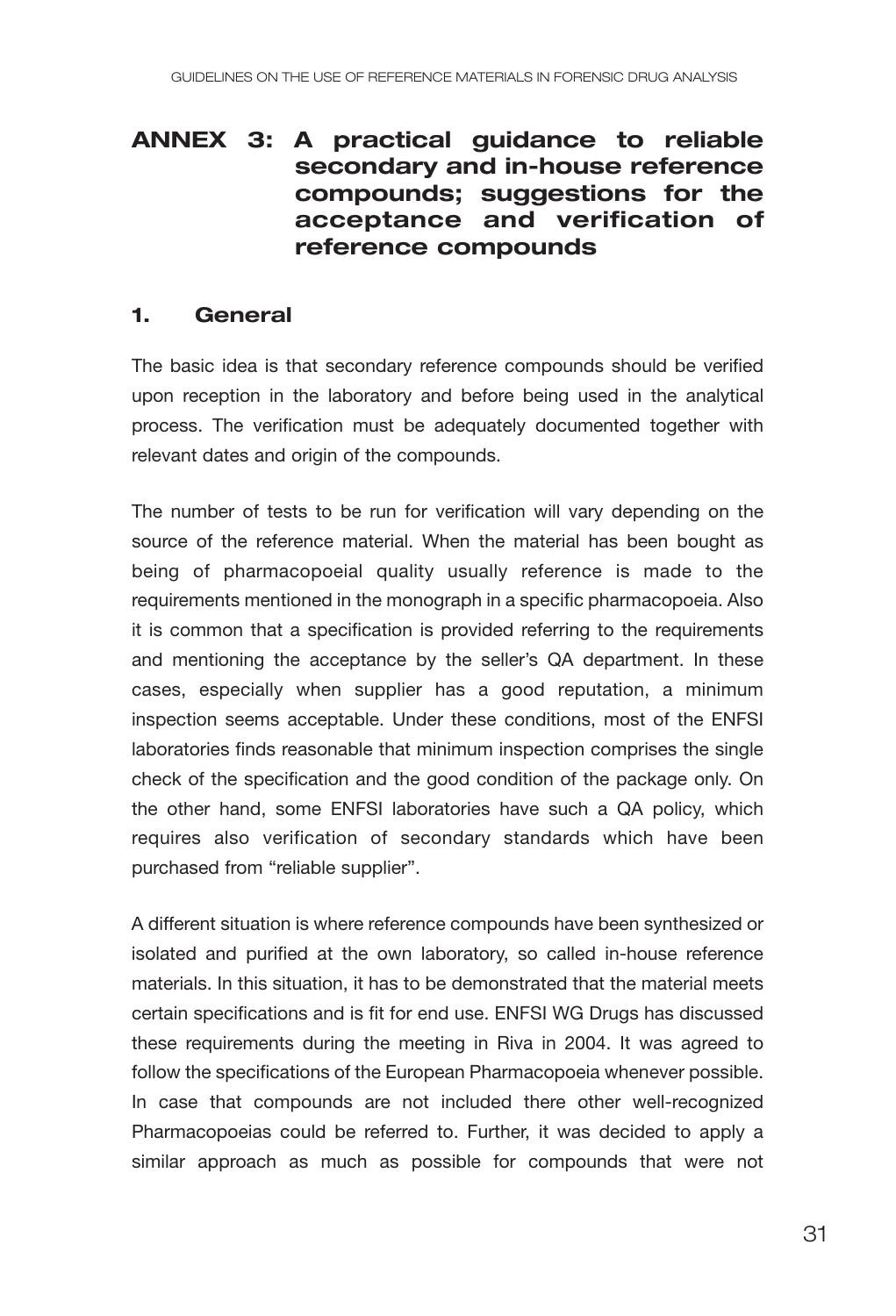# ANNEX 3: A practical guidance to reliable secondary and in-house reference compounds; suggestions for the acceptance and verification of reference compounds

## 1. General

The basic idea is that secondary reference compounds should be verified upon reception in the laboratory and before being used in the analytical process. The verification must be adequately documented together with relevant dates and origin of the compounds.

The number of tests to be run for verification will vary depending on the source of the reference material. When the material has been bought as being of pharmacopoeial quality usually reference is made to the requirements mentioned in the monograph in a specific pharmacopoeia. Also it is common that a specification is provided referring to the requirements and mentioning the acceptance by the seller's QA department. In these cases, especially when supplier has a good reputation, a minimum inspection seems acceptable. Under these conditions, most of the ENFSI laboratories finds reasonable that minimum inspection comprises the single check of the specification and the good condition of the package only. On the other hand, some ENFSI laboratories have such a QA policy, which requires also verification of secondary standards which have been purchased from "reliable supplier".

A different situation is where reference compounds have been synthesized or isolated and purified at the own laboratory, so called in-house reference materials. In this situation, it has to be demonstrated that the material meets certain specifications and is fit for end use. ENFSI WG Drugs has discussed these requirements during the meeting in Riva in 2004. It was agreed to follow the specifications of the European Pharmacopoeia whenever possible. In case that compounds are not included there other well-recognized Pharmacopoeias could be referred to. Further, it was decided to apply a similar approach as much as possible for compounds that were not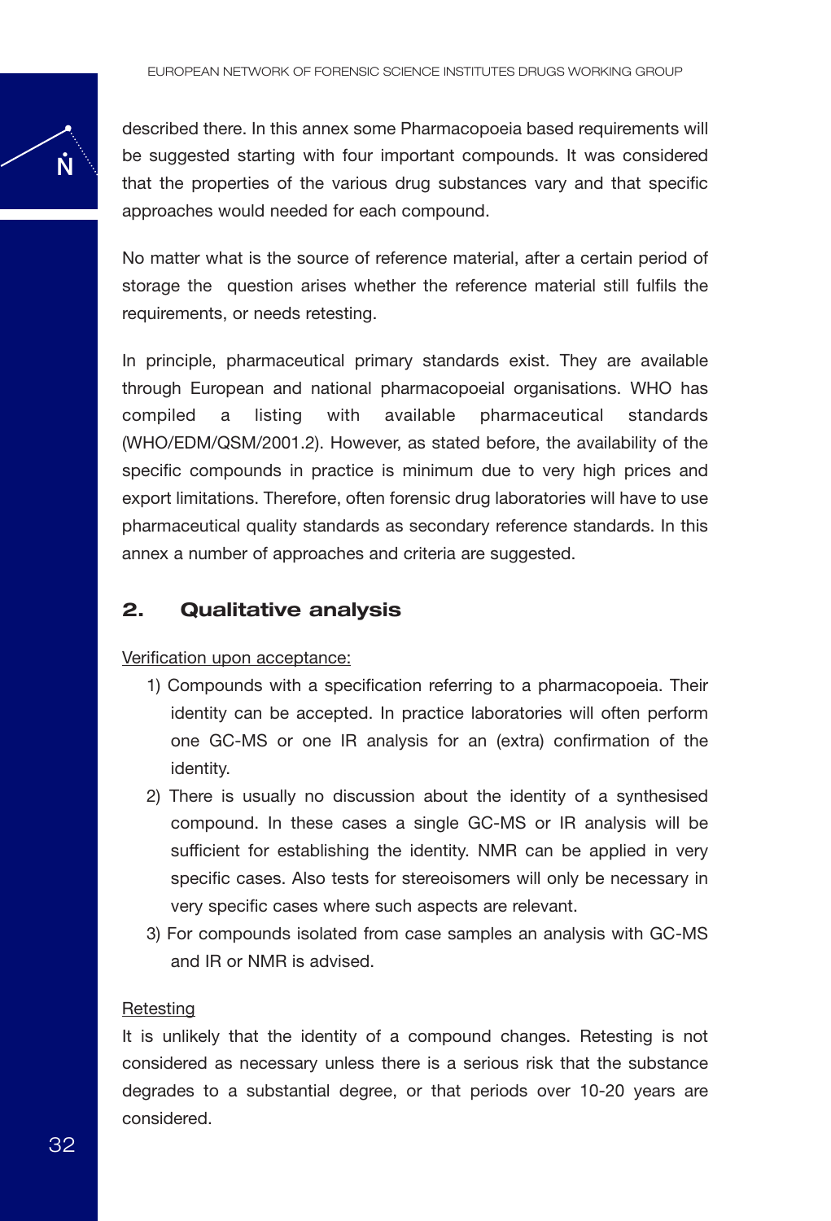described there. In this annex some Pharmacopoeia based requirements will be suggested starting with four important compounds. It was considered that the properties of the various drug substances vary and that specific approaches would needed for each compound.

No matter what is the source of reference material, after a certain period of storage the question arises whether the reference material still fulfils the requirements, or needs retesting.

In principle, pharmaceutical primary standards exist. They are available through European and national pharmacopoeial organisations. WHO has compiled a listing with available pharmaceutical standards (WHO/EDM/QSM/2001.2). However, as stated before, the availability of the specific compounds in practice is minimum due to very high prices and export limitations. Therefore, often forensic drug laboratories will have to use pharmaceutical quality standards as secondary reference standards. In this annex a number of approaches and criteria are suggested.

## 2. Qualitative analysis

Verification upon acceptance:

1) Compounds with a specification referring to a pharmacopoeia. Their identity can be accepted. In practice laboratories will often perform one GC-MS or one IR analysis for an (extra) confirmation of the identity.
2) There is usually no discussion about the identity of a synthesised compound. In these cases a single GC-MS or IR analysis will be sufficient for establishing the identity. NMR can be applied in very specific cases. Also tests for stereoisomers will only be necessary in very specific cases where such aspects are relevant.
3) For compounds isolated from case samples an analysis with GC-MS and IR or NMR is advised.

Retesting

It is unlikely that the identity of a compound changes. Retesting is not considered as necessary unless there is a serious risk that the substance degrades to a substantial degree, or that periods over 10-20 years are considered.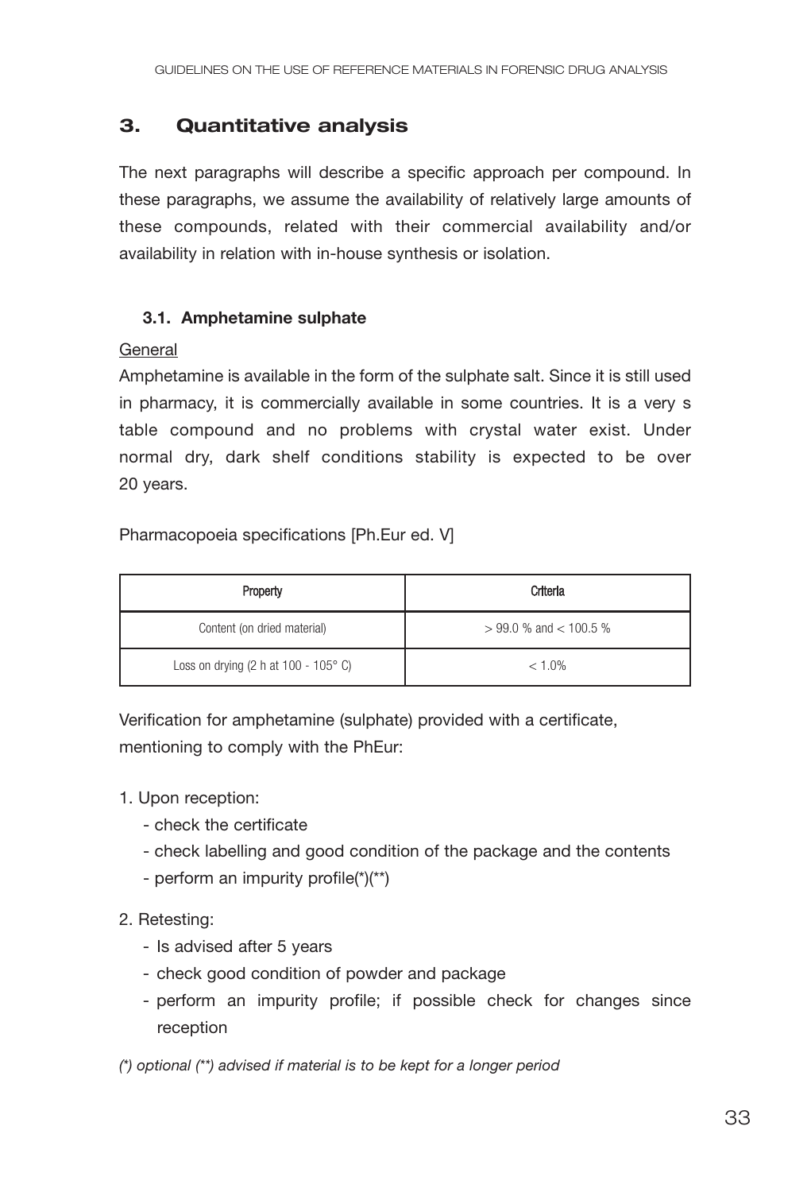## 3. Quantitative analysis

The next paragraphs will describe a specific approach per compound. In these paragraphs, we assume the availability of relatively large amounts of these compounds, related with their commercial availability and/or availability in relation with in-house synthesis or isolation.

### 3.1. Amphetamine sulphate

General

Amphetamine is available in the form of the sulphate salt. Since it is still used in pharmacy, it is commercially available in some countries. It is a very s table compound and no problems with crystal water exist. Under normal dry, dark shelf conditions stability is expected to be over 20 years.

Pharmacopoeia specifications [Ph.Eur ed. V]

| Property | Criteria |
|---|---|
| Content (on dried material) | > 99.0 % and < 100.5 % |
| Loss on drying (2 h at 100 - 105° C) | < 1.0% |

Verification for amphetamine (sulphate) provided with a certificate, mentioning to comply with the PhEur:

1. Upon reception:
   - check the certificate
   - check labelling and good condition of the package and the contents
   - perform an impurity profile(*)(**)

2. Retesting:
   - Is advised after 5 years
   - check good condition of powder and package
   - perform an impurity profile; if possible check for changes since reception

*(\*) optional (\*\*) advised if material is to be kept for a longer period*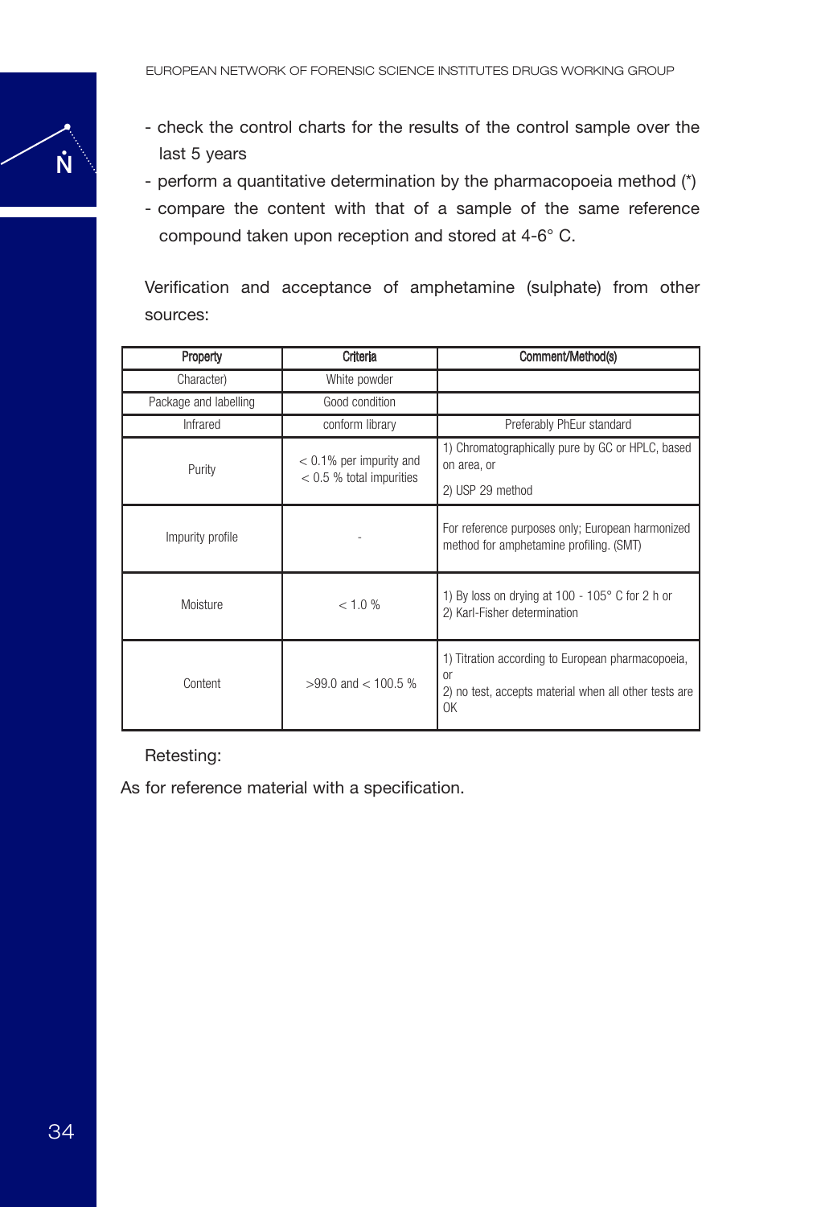- check the control charts for the results of the control sample over the last 5 years
- perform a quantitative determination by the pharmacopoeia method (*)
- compare the content with that of a sample of the same reference compound taken upon reception and stored at 4-6° C.

Verification and acceptance of amphetamine (sulphate) from other sources:

| Property | Criteria | Comment/Method(s) |
|---|---|---|
| Character) | White powder | |
| Package and labelling | Good condition | |
| Infrared | conform library | Preferably PhEur standard |
| Purity | < 0.1% per impurity and < 0.5 % total impurities | 1) Chromatographically pure by GC or HPLC, based on area, or<br>2) USP 29 method |
| Impurity profile | - | For reference purposes only; European harmonized method for amphetamine profiling. (SMT) |
| Moisture | < 1.0 % | 1) By loss on drying at 100 - 105° C for 2 h or<br>2) Karl-Fisher determination |
| Content | >99.0 and < 100.5 % | 1) Titration according to European pharmacopoeia, or<br>2) no test, accepts material when all other tests are OK |

Retesting:

As for reference material with a specification.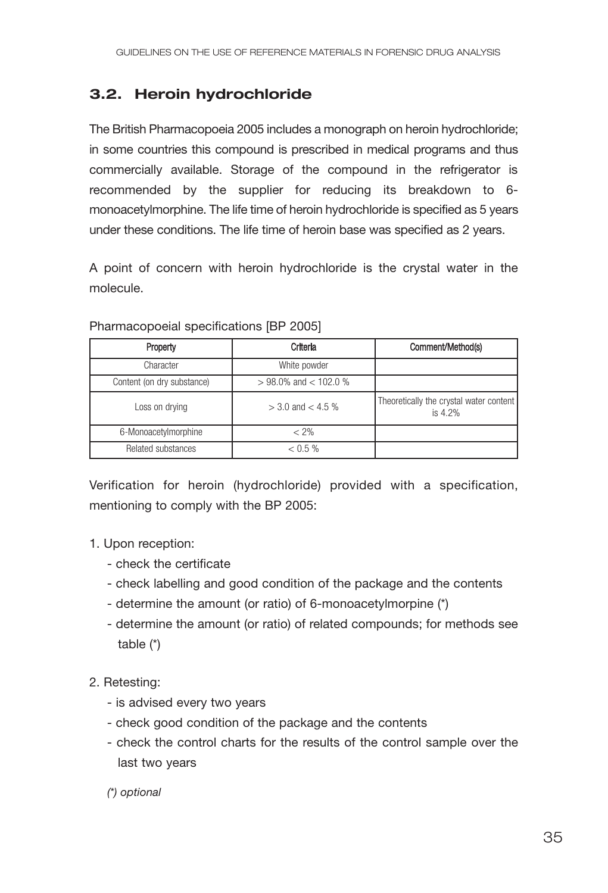### 3.2. Heroin hydrochloride

The British Pharmacopoeia 2005 includes a monograph on heroin hydrochloride; in some countries this compound is prescribed in medical programs and thus commercially available. Storage of the compound in the refrigerator is recommended by the supplier for reducing its breakdown to 6-monoacetylmorphine. The life time of heroin hydrochloride is specified as 5 years under these conditions. The life time of heroin base was specified as 2 years.

A point of concern with heroin hydrochloride is the crystal water in the molecule.

Pharmacopoeial specifications [BP 2005]

| Property | Criteria | Comment/Method(s) |
|---|---|---|
| Character | White powder | |
| Content (on dry substance) | > 98.0% and < 102.0 % | |
| Loss on drying | > 3.0 and < 4.5 % | Theoretically the crystal water content is 4.2% |
| 6-Monoacetylmorphine | < 2% | |
| Related substances | < 0.5 % | |

Verification for heroin (hydrochloride) provided with a specification, mentioning to comply with the BP 2005:

1. Upon reception:
   - check the certificate
   - check labelling and good condition of the package and the contents
   - determine the amount (or ratio) of 6-monoacetylmorpine (*)
   - determine the amount (or ratio) of related compounds; for methods see table (*)

2. Retesting:
   - is advised every two years
   - check good condition of the package and the contents
   - check the control charts for the results of the control sample over the last two years

*(\*) optional*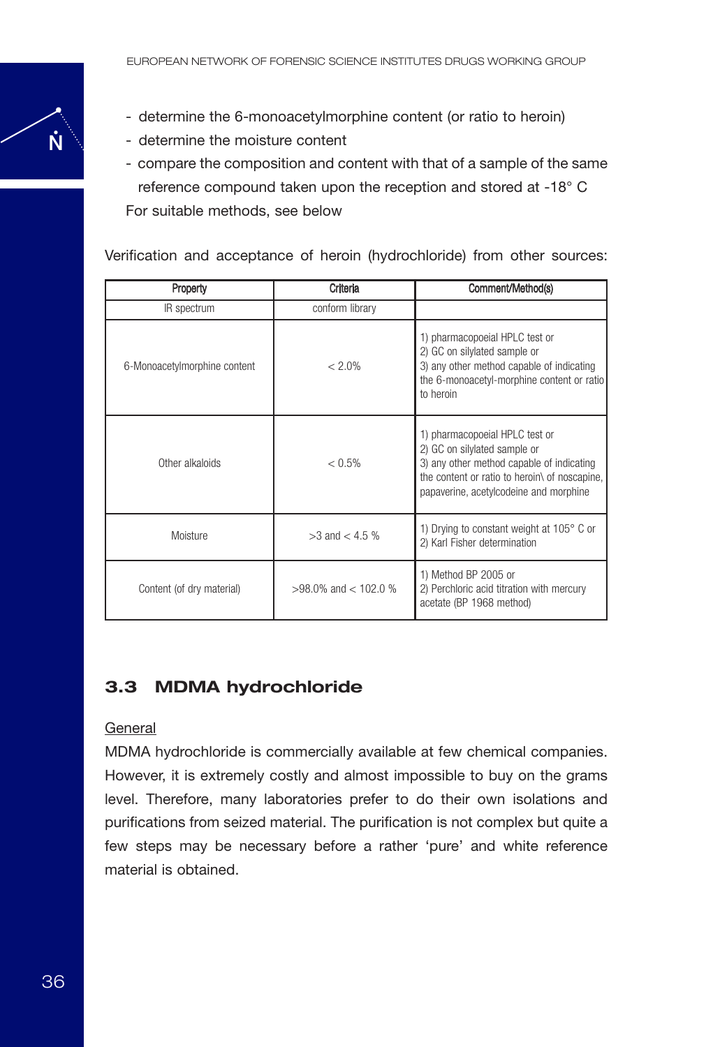- determine the 6-monoacetylmorphine content (or ratio to heroin)
- determine the moisture content
- compare the composition and content with that of a sample of the same reference compound taken upon the reception and stored at -18° C

For suitable methods, see below

Verification and acceptance of heroin (hydrochloride) from other sources:

| Property | Criteria | Comment/Method(s) |
|---|---|---|
| IR spectrum | conform library | |
| 6-Monoacetylmorphine content | < 2.0% | 1) pharmacopoeial HPLC test or<br>2) GC on silylated sample or<br>3) any other method capable of indicating the 6-monoacetyl-morphine content or ratio to heroin |
| Other alkaloids | < 0.5% | 1) pharmacopoeial HPLC test or<br>2) GC on silylated sample or<br>3) any other method capable of indicating the content or ratio to heroin\ of noscapine, papaverine, acetylcodeine and morphine |
| Moisture | >3 and < 4.5 % | 1) Drying to constant weight at 105° C or<br>2) Karl Fisher determination |
| Content (of dry material) | >98.0% and < 102.0 % | 1) Method BP 2005 or<br>2) Perchloric acid titration with mercury acetate (BP 1968 method) |

## 3.3 MDMA hydrochloride

General

MDMA hydrochloride is commercially available at few chemical companies. However, it is extremely costly and almost impossible to buy on the grams level. Therefore, many laboratories prefer to do their own isolations and purifications from seized material. The purification is not complex but quite a few steps may be necessary before a rather 'pure' and white reference material is obtained.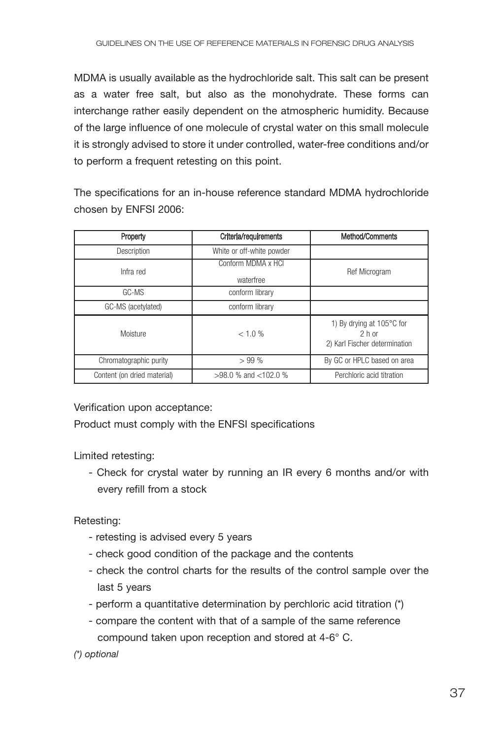MDMA is usually available as the hydrochloride salt. This salt can be present as a water free salt, but also as the monohydrate. These forms can interchange rather easily dependent on the atmospheric humidity. Because of the large influence of one molecule of crystal water on this small molecule it is strongly advised to store it under controlled, water-free conditions and/or to perform a frequent retesting on this point.

The specifications for an in-house reference standard MDMA hydrochloride chosen by ENFSI 2006:

| Property | Criteria/requirements | Method/Comments |
|---|---|---|
| Description | White or off-white powder | |
| Infra red | Conform MDMA x HCl waterfree | Ref Microgram |
| GC-MS | conform library | |
| GC-MS (acetylated) | conform library | |
| Moisture | < 1.0 % | 1) By drying at 105°C for 2 h or 2) Karl Fischer determination |
| Chromatographic purity | > 99 % | By GC or HPLC based on area |
| Content (on dried material) | >98.0 % and <102.0 % | Perchloric acid titration |

Verification upon acceptance:
Product must comply with the ENFSI specifications

Limited retesting:

- Check for crystal water by running an IR every 6 months and/or with every refill from a stock

Retesting:

- retesting is advised every 5 years
- check good condition of the package and the contents
- check the control charts for the results of the control sample over the last 5 years
- perform a quantitative determination by perchloric acid titration (*)
- compare the content with that of a sample of the same reference compound taken upon reception and stored at 4-6° C.

*(\*) optional*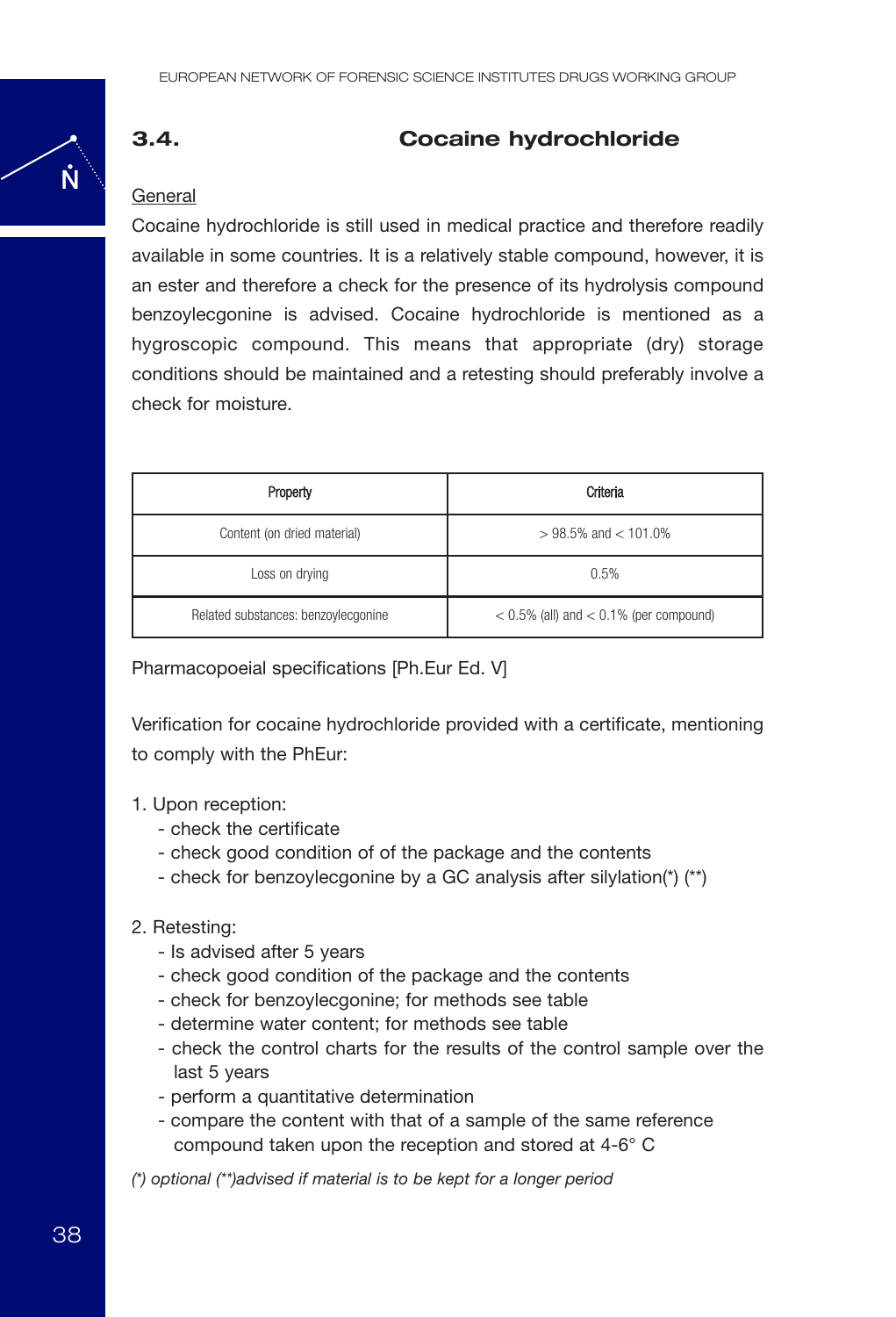## 3.4. Cocaine hydrochloride

General

Cocaine hydrochloride is still used in medical practice and therefore readily available in some countries. It is a relatively stable compound, however, it is an ester and therefore a check for the presence of its hydrolysis compound benzoylecgonine is advised. Cocaine hydrochloride is mentioned as a hygroscopic compound. This means that appropriate (dry) storage conditions should be maintained and a retesting should preferably involve a check for moisture.

| Property | Criteria |
|---|---|
| Content (on dried material) | > 98.5% and < 101.0% |
| Loss on drying | 0.5% |
| Related substances: benzoylecgonine | < 0.5% (all) and < 0.1% (per compound) |

Pharmacopoeial specifications [Ph.Eur Ed. V]

Verification for cocaine hydrochloride provided with a certificate, mentioning to comply with the PhEur:

1. Upon reception:
   - check the certificate
   - check good condition of of the package and the contents
   - check for benzoylecgonine by a GC analysis after silylation(*) (**)

2. Retesting:
   - Is advised after 5 years
   - check good condition of the package and the contents
   - check for benzoylecgonine; for methods see table
   - determine water content; for methods see table
   - check the control charts for the results of the control sample over the last 5 years
   - perform a quantitative determination
   - compare the content with that of a sample of the same reference compound taken upon the reception and stored at 4-6° C

*(*) optional (**)advised if material is to be kept for a longer period*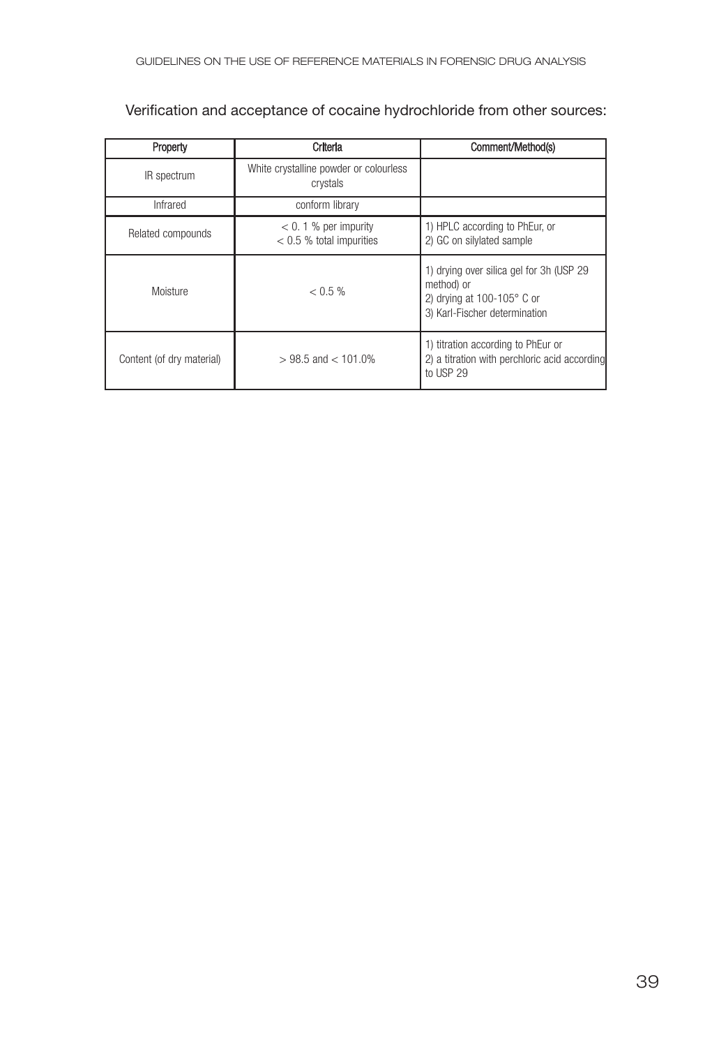Verification and acceptance of cocaine hydrochloride from other sources:

| Property | Criteria | Comment/Method(s) |
|---|---|---|
| IR spectrum | White crystalline powder or colourless crystals | |
| Infrared | conform library | |
| Related compounds | < 0. 1 % per impurity<br>< 0.5 % total impurities | 1) HPLC according to PhEur, or<br>2) GC on silylated sample |
| Moisture | < 0.5 % | 1) drying over silica gel for 3h (USP 29 method) or<br>2) drying at 100-105° C or<br>3) Karl-Fischer determination |
| Content (of dry material) | > 98.5 and < 101.0% | 1) titration according to PhEur or<br>2) a titration with perchloric acid according to USP 29 |